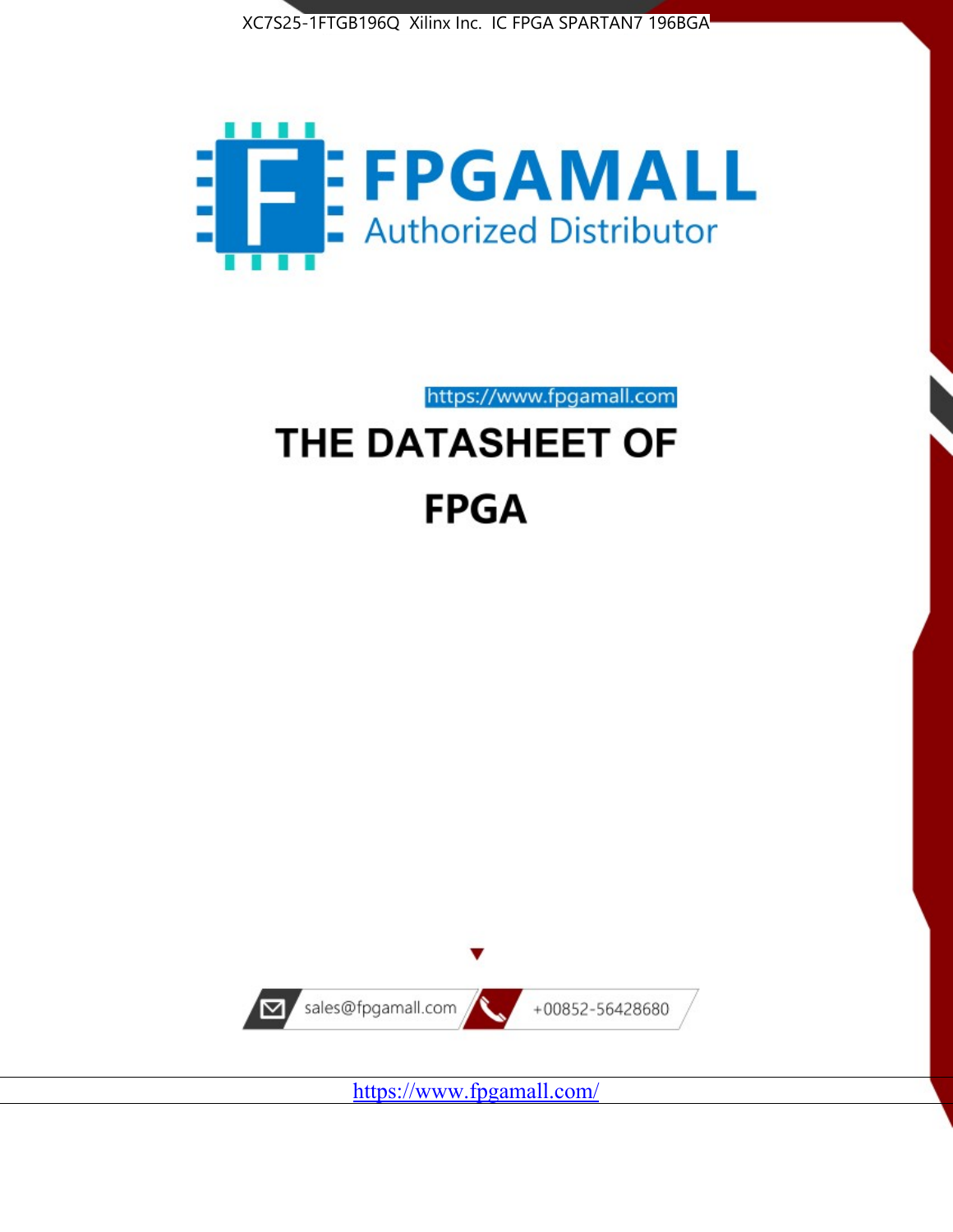XC7S25-1FTGB196Q Xilinx Inc. IC FPGA SPARTAN7 196BGA

FPGAMALL

Authorized Distributor

https://www.fpgamall.com

# THE DATASHEET OF

# FPGA

sales@fpgamall.com

+00852-56428680

https://www.fpgamall.com/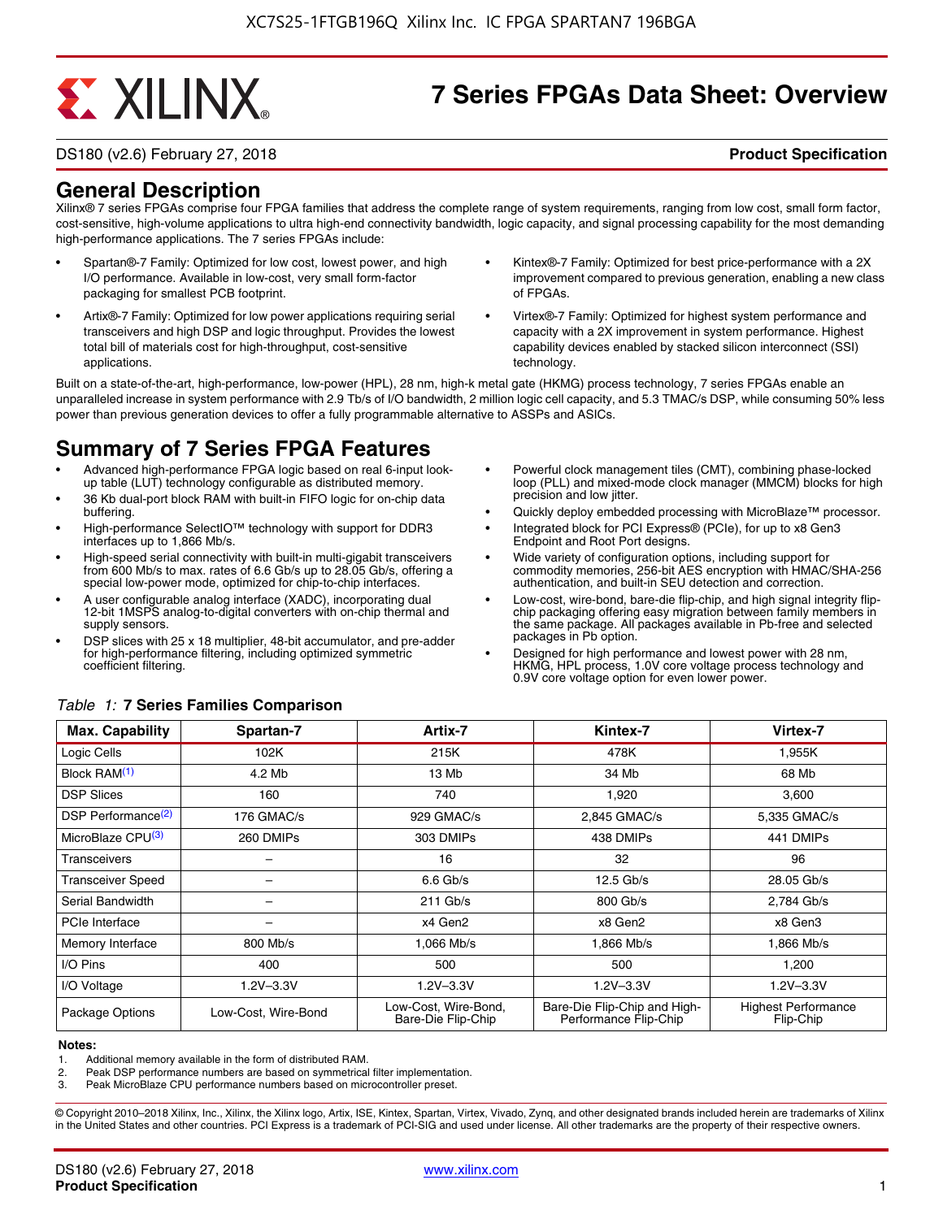# 7 Series FPGAs Data Sheet: Overview

DS180 (v2.6) February 27, 2018 **Product Specification**

## General Description

Xilinx® 7 series FPGAs comprise four FPGA families that address the complete range of system requirements, ranging from low cost, small form factor, cost-sensitive, high-volume applications to ultra high-end connectivity bandwidth, logic capacity, and signal processing capability for the most demanding high-performance applications. The 7 series FPGAs include:

- Spartan®-7 Family: Optimized for low cost, lowest power, and high I/O performance. Available in low-cost, very small form-factor packaging for smallest PCB footprint.
- Artix®-7 Family: Optimized for low power applications requiring serial transceivers and high DSP and logic throughput. Provides the lowest total bill of materials cost for high-throughput, cost-sensitive applications.
- Kintex®-7 Family: Optimized for best price-performance with a 2X improvement compared to previous generation, enabling a new class of FPGAs.
- Virtex®-7 Family: Optimized for highest system performance and capacity with a 2X improvement in system performance. Highest capability devices enabled by stacked silicon interconnect (SSI) technology.

Built on a state-of-the-art, high-performance, low-power (HPL), 28 nm, high-k metal gate (HKMG) process technology, 7 series FPGAs enable an unparalleled increase in system performance with 2.9 Tb/s of I/O bandwidth, 2 million logic cell capacity, and 5.3 TMAC/s DSP, while consuming 50% less power than previous generation devices to offer a fully programmable alternative to ASSPs and ASICs.

## Summary of 7 Series FPGA Features

- Advanced high-performance FPGA logic based on real 6-input look-up table (LUT) technology configurable as distributed memory.
- 36 Kb dual-port block RAM with built-in FIFO logic for on-chip data buffering.
- High-performance SelectIO™ technology with support for DDR3 interfaces up to 1,866 Mb/s.
- High-speed serial connectivity with built-in multi-gigabit transceivers from 600 Mb/s to max. rates of 6.6 Gb/s up to 28.05 Gb/s, offering a special low-power mode, optimized for chip-to-chip interfaces.
- A user configurable analog interface (XADC), incorporating dual 12-bit 1MSPS analog-to-digital converters with on-chip thermal and supply sensors.
- DSP slices with 25 x 18 multiplier, 48-bit accumulator, and pre-adder for high-performance filtering, including optimized symmetric coefficient filtering.
- Powerful clock management tiles (CMT), combining phase-locked loop (PLL) and mixed-mode clock manager (MMCM) blocks for high precision and low jitter.
- Quickly deploy embedded processing with MicroBlaze™ processor.
- Integrated block for PCI Express® (PCIe), for up to x8 Gen3 Endpoint and Root Port designs.
- Wide variety of configuration options, including support for commodity memories, 256-bit AES encryption with HMAC/SHA-256 authentication, and built-in SEU detection and correction.
- Low-cost, wire-bond, bare-die flip-chip, and high signal integrity flip-chip packaging offering easy migration between family members in the same package. All packages available in Pb-free and selected packages in Pb option.
- Designed for high performance and lowest power with 28 nm, HKMG, HPL process, 1.0V core voltage process technology and 0.9V core voltage option for even lower power.

*Table 1:* **7 Series Families Comparison**

| Max. Capability | Spartan-7 | Artix-7 | Kintex-7 | Virtex-7 |
|---|---|---|---|---|
| Logic Cells | 102K | 215K | 478K | 1,955K |
| Block RAM(1) | 4.2 Mb | 13 Mb | 34 Mb | 68 Mb |
| DSP Slices | 160 | 740 | 1,920 | 3,600 |
| DSP Performance(2) | 176 GMAC/s | 929 GMAC/s | 2,845 GMAC/s | 5,335 GMAC/s |
| MicroBlaze CPU(3) | 260 DMIPs | 303 DMIPs | 438 DMIPs | 441 DMIPs |
| Transceivers | – | 16 | 32 | 96 |
| Transceiver Speed | – | 6.6 Gb/s | 12.5 Gb/s | 28.05 Gb/s |
| Serial Bandwidth | – | 211 Gb/s | 800 Gb/s | 2,784 Gb/s |
| PCIe Interface | – | x4 Gen2 | x8 Gen2 | x8 Gen3 |
| Memory Interface | 800 Mb/s | 1,066 Mb/s | 1,866 Mb/s | 1,866 Mb/s |
| I/O Pins | 400 | 500 | 500 | 1,200 |
| I/O Voltage | 1.2V–3.3V | 1.2V–3.3V | 1.2V–3.3V | 1.2V–3.3V |
| Package Options | Low-Cost, Wire-Bond | Low-Cost, Wire-Bond, Bare-Die Flip-Chip | Bare-Die Flip-Chip and High-Performance Flip-Chip | Highest Performance Flip-Chip |

**Notes:**
1. Additional memory available in the form of distributed RAM.
2. Peak DSP performance numbers are based on symmetrical filter implementation.
3. Peak MicroBlaze CPU performance numbers based on microcontroller preset.

© Copyright 2010–2018 Xilinx, Inc., Xilinx, the Xilinx logo, Artix, ISE, Kintex, Spartan, Virtex, Vivado, Zynq, and other designated brands included herein are trademarks of Xilinx in the United States and other countries. PCI Express is a trademark of PCI-SIG and used under license. All other trademarks are the property of their respective owners.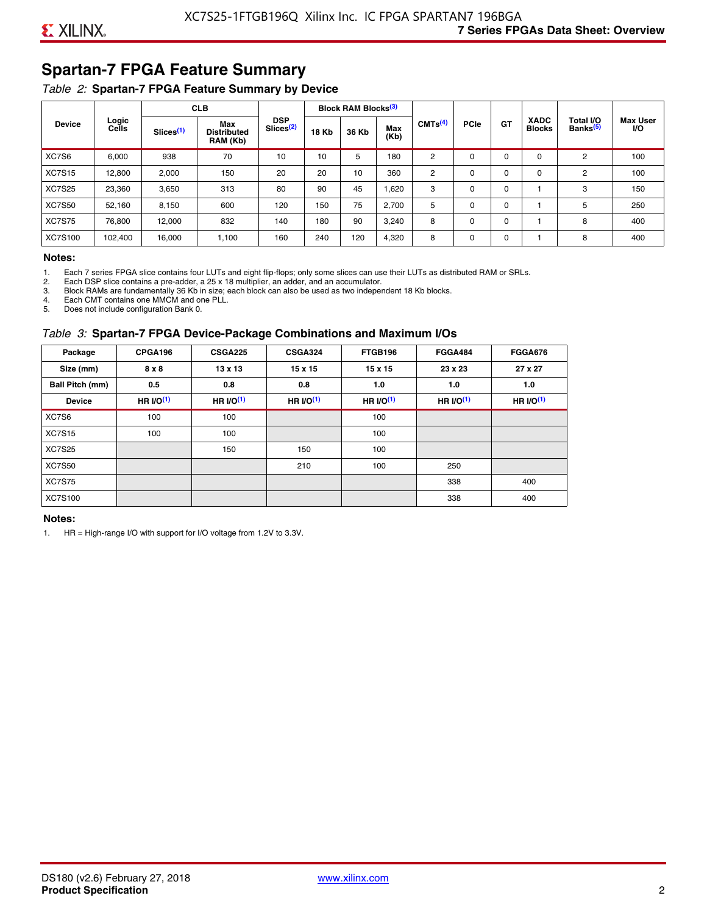## Spartan-7 FPGA Feature Summary

*Table 2:* **Spartan-7 FPGA Feature Summary by Device**

| Device | Logic Cells | CLB | | DSP Slices[2] | Block RAM Blocks[3] | | | CMTs[4] | PCIe | GT | XADC Blocks | Total I/O Banks[5] | Max User I/O |
|---|---|---|---|---|---|---|---|---|---|---|---|---|---|
| | | Slices[1] | Max Distributed RAM (Kb) | | 18 Kb | 36 Kb | Max (Kb) | | | | | | |
| XC7S6 | 6,000 | 938 | 70 | 10 | 10 | 5 | 180 | 2 | 0 | 0 | 0 | 2 | 100 |
| XC7S15 | 12,800 | 2,000 | 150 | 20 | 20 | 10 | 360 | 2 | 0 | 0 | 0 | 2 | 100 |
| XC7S25 | 23,360 | 3,650 | 313 | 80 | 90 | 45 | 1,620 | 3 | 0 | 0 | 1 | 3 | 150 |
| XC7S50 | 52,160 | 8,150 | 600 | 120 | 150 | 75 | 2,700 | 5 | 0 | 0 | 1 | 5 | 250 |
| XC7S75 | 76,800 | 12,000 | 832 | 140 | 180 | 90 | 3,240 | 8 | 0 | 0 | 1 | 8 | 400 |
| XC7S100 | 102,400 | 16,000 | 1,100 | 160 | 240 | 120 | 4,320 | 8 | 0 | 0 | 1 | 8 | 400 |

**Notes:**

1. Each 7 series FPGA slice contains four LUTs and eight flip-flops; only some slices can use their LUTs as distributed RAM or SRLs.
2. Each DSP slice contains a pre-adder, a 25 x 18 multiplier, an adder, and an accumulator.
3. Block RAMs are fundamentally 36 Kb in size; each block can also be used as two independent 18 Kb blocks.
4. Each CMT contains one MMCM and one PLL.
5. Does not include configuration Bank 0.

*Table 3:* **Spartan-7 FPGA Device-Package Combinations and Maximum I/Os**

| Package | CPGA196 | CSGA225 | CSGA324 | FTGB196 | FGGA484 | FGGA676 |
|---|---|---|---|---|---|---|
| **Size (mm)** | **8 x 8** | **13 x 13** | **15 x 15** | **15 x 15** | **23 x 23** | **27 x 27** |
| **Ball Pitch (mm)** | **0.5** | **0.8** | **0.8** | **1.0** | **1.0** | **1.0** |
| **Device** | **HR I/O[1]** | **HR I/O[1]** | **HR I/O[1]** | **HR I/O[1]** | **HR I/O[1]** | **HR I/O[1]** |
| XC7S6 | 100 | 100 | | 100 | | |
| XC7S15 | 100 | 100 | | 100 | | |
| XC7S25 | | 150 | 150 | 100 | | |
| XC7S50 | | | 210 | 100 | 250 | |
| XC7S75 | | | | | 338 | 400 |
| XC7S100 | | | | | 338 | 400 |

**Notes:**

1. HR = High-range I/O with support for I/O voltage from 1.2V to 3.3V.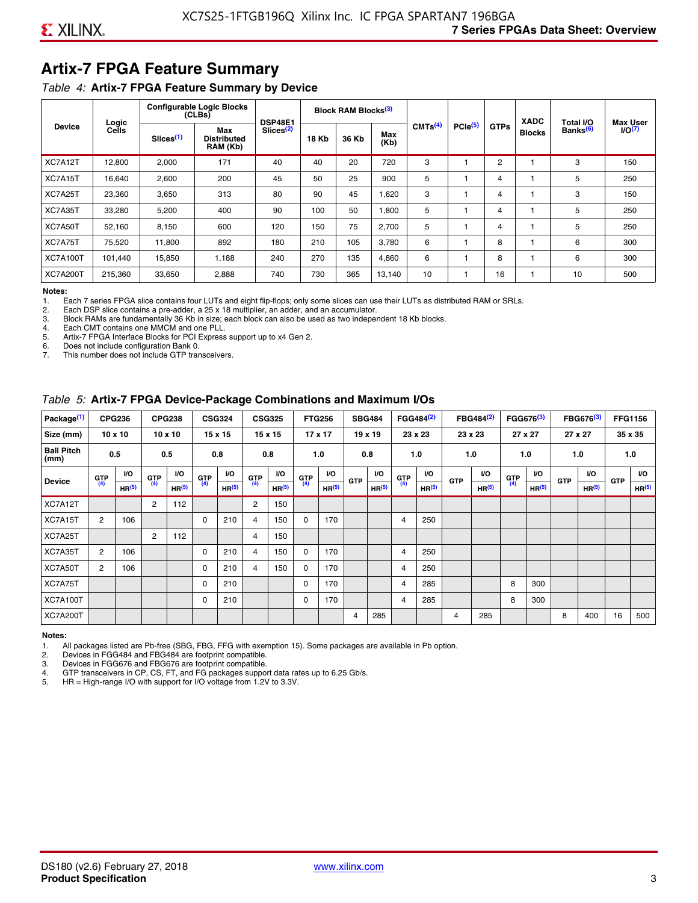# Artix-7 FPGA Feature Summary

*Table 4:* **Artix-7 FPGA Feature Summary by Device**

| Device | Logic Cells | Configurable Logic Blocks (CLBs) | | DSP48E1 Slices[2] | Block RAM Blocks[3] | | | CMTs[4] | PCIe[5] | GTPs | XADC Blocks | Total I/O Banks[6] | Max User I/O[7] |
|---|---|---|---|---|---|---|---|---|---|---|---|---|---|
| | | Slices[1] | Max Distributed RAM (Kb) | | 18 Kb | 36 Kb | Max (Kb) | | | | | | |
| XC7A12T | 12,800 | 2,000 | 171 | 40 | 40 | 20 | 720 | 3 | 1 | 2 | 1 | 3 | 150 |
| XC7A15T | 16,640 | 2,600 | 200 | 45 | 50 | 25 | 900 | 5 | 1 | 4 | 1 | 5 | 250 |
| XC7A25T | 23,360 | 3,650 | 313 | 80 | 90 | 45 | 1,620 | 3 | 1 | 4 | 1 | 3 | 150 |
| XC7A35T | 33,280 | 5,200 | 400 | 90 | 100 | 50 | 1,800 | 5 | 1 | 4 | 1 | 5 | 250 |
| XC7A50T | 52,160 | 8,150 | 600 | 120 | 150 | 75 | 2,700 | 5 | 1 | 4 | 1 | 5 | 250 |
| XC7A75T | 75,520 | 11,800 | 892 | 180 | 210 | 105 | 3,780 | 6 | 1 | 8 | 1 | 6 | 300 |
| XC7A100T | 101,440 | 15,850 | 1,188 | 240 | 270 | 135 | 4,860 | 6 | 1 | 8 | 1 | 6 | 300 |
| XC7A200T | 215,360 | 33,650 | 2,888 | 740 | 730 | 365 | 13,140 | 10 | 1 | 16 | 1 | 10 | 500 |

**Notes:**

1. Each 7 series FPGA slice contains four LUTs and eight flip-flops; only some slices can use their LUTs as distributed RAM or SRLs.
2. Each DSP slice contains a pre-adder, a 25 x 18 multiplier, an adder, and an accumulator.
3. Block RAMs are fundamentally 36 Kb in size; each block can also be used as two independent 18 Kb blocks.
4. Each CMT contains one MMCM and one PLL.
5. Artix-7 FPGA Interface Blocks for PCI Express support up to x4 Gen 2.
6. Does not include configuration Bank 0.
7. This number does not include GTP transceivers.

*Table 5:* **Artix-7 FPGA Device-Package Combinations and Maximum I/Os**

| Package[1] | CPG236 | | CPG238 | | CSG324 | | CSG325 | | FTG256 | | SBG484 | | FGG484[2] | | FBG484[2] | | FGG676[3] | | FBG676[3] | | FFG1156 | |
|---|---|---|---|---|---|---|---|---|---|---|---|---|---|---|---|---|---|---|---|---|---|---|
| Size (mm) | 10 x 10 | | 10 x 10 | | 15 x 15 | | 15 x 15 | | 17 x 17 | | 19 x 19 | | 23 x 23 | | 23 x 23 | | 27 x 27 | | 27 x 27 | | 35 x 35 | |
| Ball Pitch (mm) | 0.5 | | 0.5 | | 0.8 | | 0.8 | | 1.0 | | 0.8 | | 1.0 | | 1.0 | | 1.0 | | 1.0 | | 1.0 | |
| Device | GTP[4] | I/O HR[5] | GTP[4] | I/O HR[5] | GTP[4] | I/O HR[5] | GTP[4] | I/O HR[5] | GTP[4] | I/O HR[5] | GTP | I/O HR[5] | GTP[4] | I/O HR[5] | GTP | I/O HR[5] | GTP[4] | I/O HR[5] | GTP | I/O HR[5] | GTP | I/O HR[5] |
| XC7A12T | | | 2 | 112 | | | 2 | 150 | | | | | | | | | | | | | | |
| XC7A15T | 2 | 106 | | | 0 | 210 | 4 | 150 | 0 | 170 | | | 4 | 250 | | | | | | | | |
| XC7A25T | | | 2 | 112 | | | 4 | 150 | | | | | | | | | | | | | | |
| XC7A35T | 2 | 106 | | | 0 | 210 | 4 | 150 | 0 | 170 | | | 4 | 250 | | | | | | | | |
| XC7A50T | 2 | 106 | | | 0 | 210 | 4 | 150 | 0 | 170 | | | 4 | 250 | | | | | | | | |
| XC7A75T | | | | | 0 | 210 | | | 0 | 170 | | | 4 | 285 | | | 8 | 300 | | | | |
| XC7A100T | | | | | 0 | 210 | | | 0 | 170 | | | 4 | 285 | | | 8 | 300 | | | | |
| XC7A200T | | | | | | | | | | | 4 | 285 | | | 4 | 285 | | | 8 | 400 | 16 | 500 |

**Notes:**

1. All packages listed are Pb-free (SBG, FBG, FFG with exemption 15). Some packages are available in Pb option.
2. Devices in FGG484 and FBG484 are footprint compatible.
3. Devices in FGG676 and FBG676 are footprint compatible.
4. GTP transceivers in CP, CS, FT, and FG packages support data rates up to 6.25 Gb/s.
5. HR = High-range I/O with support for I/O voltage from 1.2V to 3.3V.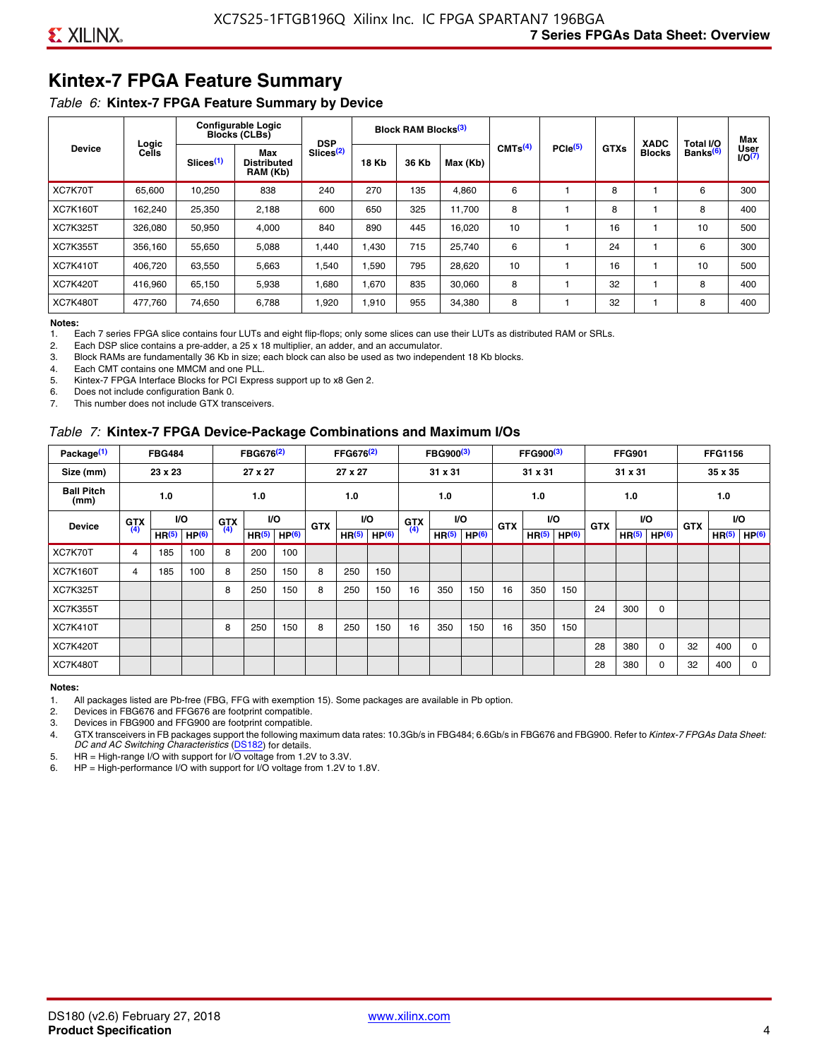# Kintex-7 FPGA Feature Summary

*Table 6:* **Kintex-7 FPGA Feature Summary by Device**

| Device | Logic Cells | Configurable Logic Blocks (CLBs) | | DSP Slices[2] | Block RAM Blocks[3] | | | CMTs[4] | PCIe[5] | GTXs | XADC Blocks | Total I/O Banks[6] | Max User I/O[7] |
|---|---|---|---|---|---|---|---|---|---|---|---|---|---|
| | | Slices[1] | Max Distributed RAM (Kb) | | 18 Kb | 36 Kb | Max (Kb) | | | | | | |
| XC7K70T | 65,600 | 10,250 | 838 | 240 | 270 | 135 | 4,860 | 6 | 1 | 8 | 1 | 6 | 300 |
| XC7K160T | 162,240 | 25,350 | 2,188 | 600 | 650 | 325 | 11,700 | 8 | 1 | 8 | 1 | 8 | 400 |
| XC7K325T | 326,080 | 50,950 | 4,000 | 840 | 890 | 445 | 16,020 | 10 | 1 | 16 | 1 | 10 | 500 |
| XC7K355T | 356,160 | 55,650 | 5,088 | 1,440 | 1,430 | 715 | 25,740 | 6 | 1 | 24 | 1 | 6 | 300 |
| XC7K410T | 406,720 | 63,550 | 5,663 | 1,540 | 1,590 | 795 | 28,620 | 10 | 1 | 16 | 1 | 10 | 500 |
| XC7K420T | 416,960 | 65,150 | 5,938 | 1,680 | 1,670 | 835 | 30,060 | 8 | 1 | 32 | 1 | 8 | 400 |
| XC7K480T | 477,760 | 74,650 | 6,788 | 1,920 | 1,910 | 955 | 34,380 | 8 | 1 | 32 | 1 | 8 | 400 |

**Notes:**
1. Each 7 series FPGA slice contains four LUTs and eight flip-flops; only some slices can use their LUTs as distributed RAM or SRLs.
2. Each DSP slice contains a pre-adder, a 25 x 18 multiplier, an adder, and an accumulator.
3. Block RAMs are fundamentally 36 Kb in size; each block can also be used as two independent 18 Kb blocks.
4. Each CMT contains one MMCM and one PLL.
5. Kintex-7 FPGA Interface Blocks for PCI Express support up to x8 Gen 2.
6. Does not include configuration Bank 0.
7. This number does not include GTX transceivers.

*Table 7:* **Kintex-7 FPGA Device-Package Combinations and Maximum I/Os**

| Package[1] | FBG484 | | | FBG676[2] | | | FFG676[2] | | | FBG900[3] | | | FFG900[3] | | | FFG901 | | | FFG1156 | | |
|---|---|---|---|---|---|---|---|---|---|---|---|---|---|---|---|---|---|---|---|---|---|
| Size (mm) | 23 x 23 | | | 27 x 27 | | | 27 x 27 | | | 31 x 31 | | | 31 x 31 | | | 31 x 31 | | | 35 x 35 | | |
| Ball Pitch (mm) | 1.0 | | | 1.0 | | | 1.0 | | | 1.0 | | | 1.0 | | | 1.0 | | | 1.0 | | |
| Device | GTX[4] | I/O | | GTX[4] | I/O | | GTX | I/O | | GTX[4] | I/O | | GTX | I/O | | GTX | I/O | | GTX | I/O | |
| | | HR[5] | HP[6] | | HR[5] | HP[6] | | HR[5] | HP[6] | | HR[5] | HP[6] | | HR[5] | HP[6] | | HR[5] | HP[6] | | HR[5] | HP[6] |
| XC7K70T | 4 | 185 | 100 | 8 | 200 | 100 | | | | | | | | | | | | | | | |
| XC7K160T | 4 | 185 | 100 | 8 | 250 | 150 | 8 | 250 | 150 | | | | | | | | | | | | |
| XC7K325T | | | | 8 | 250 | 150 | 8 | 250 | 150 | 16 | 350 | 150 | 16 | 350 | 150 | | | | | | |
| XC7K355T | | | | | | | | | | | | | | | | 24 | 300 | 0 | | | |
| XC7K410T | | | | 8 | 250 | 150 | 8 | 250 | 150 | 16 | 350 | 150 | 16 | 350 | 150 | | | | | | |
| XC7K420T | | | | | | | | | | | | | | | | 28 | 380 | 0 | 32 | 400 | 0 |
| XC7K480T | | | | | | | | | | | | | | | | 28 | 380 | 0 | 32 | 400 | 0 |

**Notes:**
1. All packages listed are Pb-free (FBG, FFG with exemption 15). Some packages are available in Pb option.
2. Devices in FBG676 and FFG676 are footprint compatible.
3. Devices in FBG900 and FFG900 are footprint compatible.
4. GTX transceivers in FB packages support the following maximum data rates: 10.3Gb/s in FBG484; 6.6Gb/s in FBG676 and FBG900. Refer to *Kintex-7 FPGAs Data Sheet: DC and AC Switching Characteristics* (DS182) for details.
5. HR = High-range I/O with support for I/O voltage from 1.2V to 3.3V.
6. HP = High-performance I/O with support for I/O voltage from 1.2V to 1.8V.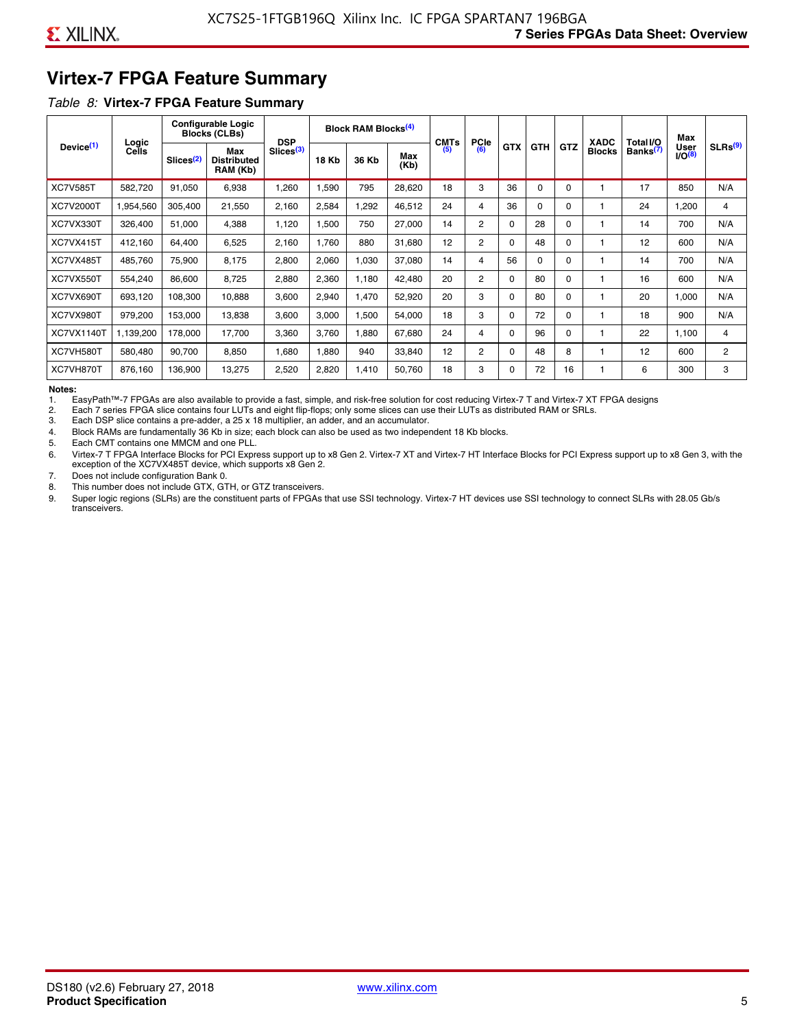## Virtex-7 FPGA Feature Summary

*Table 8:* **Virtex-7 FPGA Feature Summary**

| Device[(1)] | Logic Cells | Configurable Logic Blocks (CLBs) | | DSP Slices[(3)] | Block RAM Blocks[(4)] | | | CMTs[(5)] | PCIe[(6)] | GTX | GTH | GTZ | XADC Blocks | Total I/O Banks[(7)] | Max User I/O[(8)] | SLRs[(9)] |
|---|---|---|---|---|---|---|---|---|---|---|---|---|---|---|---|---|
| | | Slices[(2)] | Max Distributed RAM (Kb) | | 18 Kb | 36 Kb | Max (Kb) | | | | | | | | | |
| XC7V585T | 582,720 | 91,050 | 6,938 | 1,260 | 1,590 | 795 | 28,620 | 18 | 3 | 36 | 0 | 0 | 1 | 17 | 850 | N/A |
| XC7V2000T | 1,954,560 | 305,400 | 21,550 | 2,160 | 2,584 | 1,292 | 46,512 | 24 | 4 | 36 | 0 | 0 | 1 | 24 | 1,200 | 4 |
| XC7VX330T | 326,400 | 51,000 | 4,388 | 1,120 | 1,500 | 750 | 27,000 | 14 | 2 | 0 | 28 | 0 | 1 | 14 | 700 | N/A |
| XC7VX415T | 412,160 | 64,400 | 6,525 | 2,160 | 1,760 | 880 | 31,680 | 12 | 2 | 0 | 48 | 0 | 1 | 12 | 600 | N/A |
| XC7VX485T | 485,760 | 75,900 | 8,175 | 2,800 | 2,060 | 1,030 | 37,080 | 14 | 4 | 56 | 0 | 0 | 1 | 14 | 700 | N/A |
| XC7VX550T | 554,240 | 86,600 | 8,725 | 2,880 | 2,360 | 1,180 | 42,480 | 20 | 2 | 0 | 80 | 0 | 1 | 16 | 600 | N/A |
| XC7VX690T | 693,120 | 108,300 | 10,888 | 3,600 | 2,940 | 1,470 | 52,920 | 20 | 3 | 0 | 80 | 0 | 1 | 20 | 1,000 | N/A |
| XC7VX980T | 979,200 | 153,000 | 13,838 | 3,600 | 3,000 | 1,500 | 54,000 | 18 | 3 | 0 | 72 | 0 | 1 | 18 | 900 | N/A |
| XC7VX1140T | 1,139,200 | 178,000 | 17,700 | 3,360 | 3,760 | 1,880 | 67,680 | 24 | 4 | 0 | 96 | 0 | 1 | 22 | 1,100 | 4 |
| XC7VH580T | 580,480 | 90,700 | 8,850 | 1,680 | 1,880 | 940 | 33,840 | 12 | 2 | 0 | 48 | 8 | 1 | 12 | 600 | 2 |
| XC7VH870T | 876,160 | 136,900 | 13,275 | 2,520 | 2,820 | 1,410 | 50,760 | 18 | 3 | 0 | 72 | 16 | 1 | 6 | 300 | 3 |

**Notes:**

1. EasyPath™-7 FPGAs are also available to provide a fast, simple, and risk-free solution for cost reducing Virtex-7 T and Virtex-7 XT FPGA designs
2. Each 7 series FPGA slice contains four LUTs and eight flip-flops; only some slices can use their LUTs as distributed RAM or SRLs.
3. Each DSP slice contains a pre-adder, a 25 x 18 multiplier, an adder, and an accumulator.
4. Block RAMs are fundamentally 36 Kb in size; each block can also be used as two independent 18 Kb blocks.
5. Each CMT contains one MMCM and one PLL.
6. Virtex-7 T FPGA Interface Blocks for PCI Express support up to x8 Gen 2. Virtex-7 XT and Virtex-7 HT Interface Blocks for PCI Express support up to x8 Gen 3, with the exception of the XC7VX485T device, which supports x8 Gen 2.
7. Does not include configuration Bank 0.
8. This number does not include GTX, GTH, or GTZ transceivers.
9. Super logic regions (SLRs) are the constituent parts of FPGAs that use SSI technology. Virtex-7 HT devices use SSI technology to connect SLRs with 28.05 Gb/s transceivers.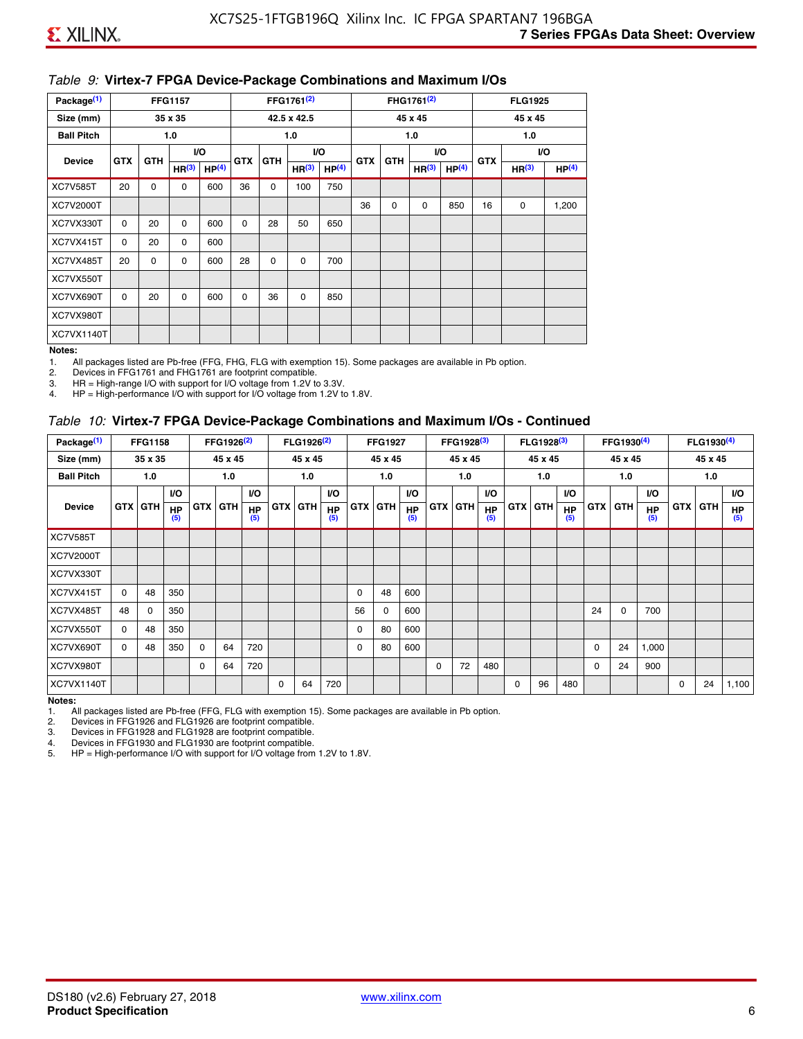*Table 9:* **Virtex-7 FPGA Device-Package Combinations and Maximum I/Os**

| Package[(1)] | FFG1157 | | | | FFG1761[(2)] | | | | FHG1761[(2)] | | | | FLG1925 | | |
|---|---|---|---|---|---|---|---|---|---|---|---|---|---|---|---|
| Size (mm) | 35 x 35 | | | | 42.5 x 42.5 | | | | 45 x 45 | | | | 45 x 45 | | |
| Ball Pitch | 1.0 | | | | 1.0 | | | | 1.0 | | | | 1.0 | | |
| Device | GTX | GTH | I/O | | GTX | GTH | I/O | | GTX | GTH | I/O | | GTX | I/O | |
| | | | HR[(3)] | HP[(4)] | | | HR[(3)] | HP[(4)] | | | HR[(3)] | HP[(4)] | | HR[(3)] | HP[(4)] |
| XC7V585T | 20 | 0 | 0 | 600 | 36 | 0 | 100 | 750 | | | | | | | |
| XC7V2000T | | | | | | | | | 36 | 0 | 0 | 850 | 16 | 0 | 1,200 |
| XC7VX330T | 0 | 20 | 0 | 600 | 0 | 28 | 50 | 650 | | | | | | | |
| XC7VX415T | 0 | 20 | 0 | 600 | | | | | | | | | | | |
| XC7VX485T | 20 | 0 | 0 | 600 | 28 | 0 | 0 | 700 | | | | | | | |
| XC7VX550T | | | | | | | | | | | | | | | |
| XC7VX690T | 0 | 20 | 0 | 600 | 0 | 36 | 0 | 850 | | | | | | | |
| XC7VX980T | | | | | | | | | | | | | | | |
| XC7VX1140T | | | | | | | | | | | | | | | |

**Notes:**

1. All packages listed are Pb-free (FFG, FHG, FLG with exemption 15). Some packages are available in Pb option.
2. Devices in FFG1761 and FHG1761 are footprint compatible.
3. HR = High-range I/O with support for I/O voltage from 1.2V to 3.3V.
4. HP = High-performance I/O with support for I/O voltage from 1.2V to 1.8V.

*Table 10:* **Virtex-7 FPGA Device-Package Combinations and Maximum I/Os - Continued**

| Package[(1)] | FFG1158 | | | FFG1926[(2)] | | | FLG1926[(2)] | | | FFG1927 | | | FFG1928[(3)] | | | FLG1928[(3)] | | | FFG1930[(4)] | | | FLG1930[(4)] | | |
|---|---|---|---|---|---|---|---|---|---|---|---|---|---|---|---|---|---|---|---|---|---|---|---|---|
| Size (mm) | 35 x 35 | | | 45 x 45 | | | 45 x 45 | | | 45 x 45 | | | 45 x 45 | | | 45 x 45 | | | 45 x 45 | | | 45 x 45 | | |
| Ball Pitch | 1.0 | | | 1.0 | | | 1.0 | | | 1.0 | | | 1.0 | | | 1.0 | | | 1.0 | | | 1.0 | | |
| Device | GTX | GTH | I/O HP[(5)] | GTX | GTH | I/O HP[(5)] | GTX | GTH | I/O HP[(5)] | GTX | GTH | I/O HP[(5)] | GTX | GTH | I/O HP[(5)] | GTX | GTH | I/O HP[(5)] | GTX | GTH | I/O HP[(5)] | GTX | GTH | I/O HP[(5)] |
| XC7V585T | | | | | | | | | | | | | | | | | | | | | | | | |
| XC7V2000T | | | | | | | | | | | | | | | | | | | | | | | | |
| XC7VX330T | | | | | | | | | | | | | | | | | | | | | | | | |
| XC7VX415T | 0 | 48 | 350 | | | | | | | 0 | 48 | 600 | | | | | | | | | | | | |
| XC7VX485T | 48 | 0 | 350 | | | | | | | 56 | 0 | 600 | | | | | | | 24 | 0 | 700 | | | |
| XC7VX550T | 0 | 48 | 350 | | | | | | | 0 | 80 | 600 | | | | | | | | | | | | |
| XC7VX690T | 0 | 48 | 350 | 0 | 64 | 720 | | | | 0 | 80 | 600 | | | | | | | 0 | 24 | 1,000 | | | |
| XC7VX980T | | | | 0 | 64 | 720 | | | | | | | 0 | 72 | 480 | | | | 0 | 24 | 900 | | | |
| XC7VX1140T | | | | | | | 0 | 64 | 720 | | | | | | | 0 | 96 | 480 | | | | 0 | 24 | 1,100 |

**Notes:**

1. All packages listed are Pb-free (FFG, FLG with exemption 15). Some packages are available in Pb option.
2. Devices in FFG1926 and FLG1926 are footprint compatible.
3. Devices in FFG1928 and FLG1928 are footprint compatible.
4. Devices in FFG1930 and FLG1930 are footprint compatible.
5. HP = High-performance I/O with support for I/O voltage from 1.2V to 1.8V.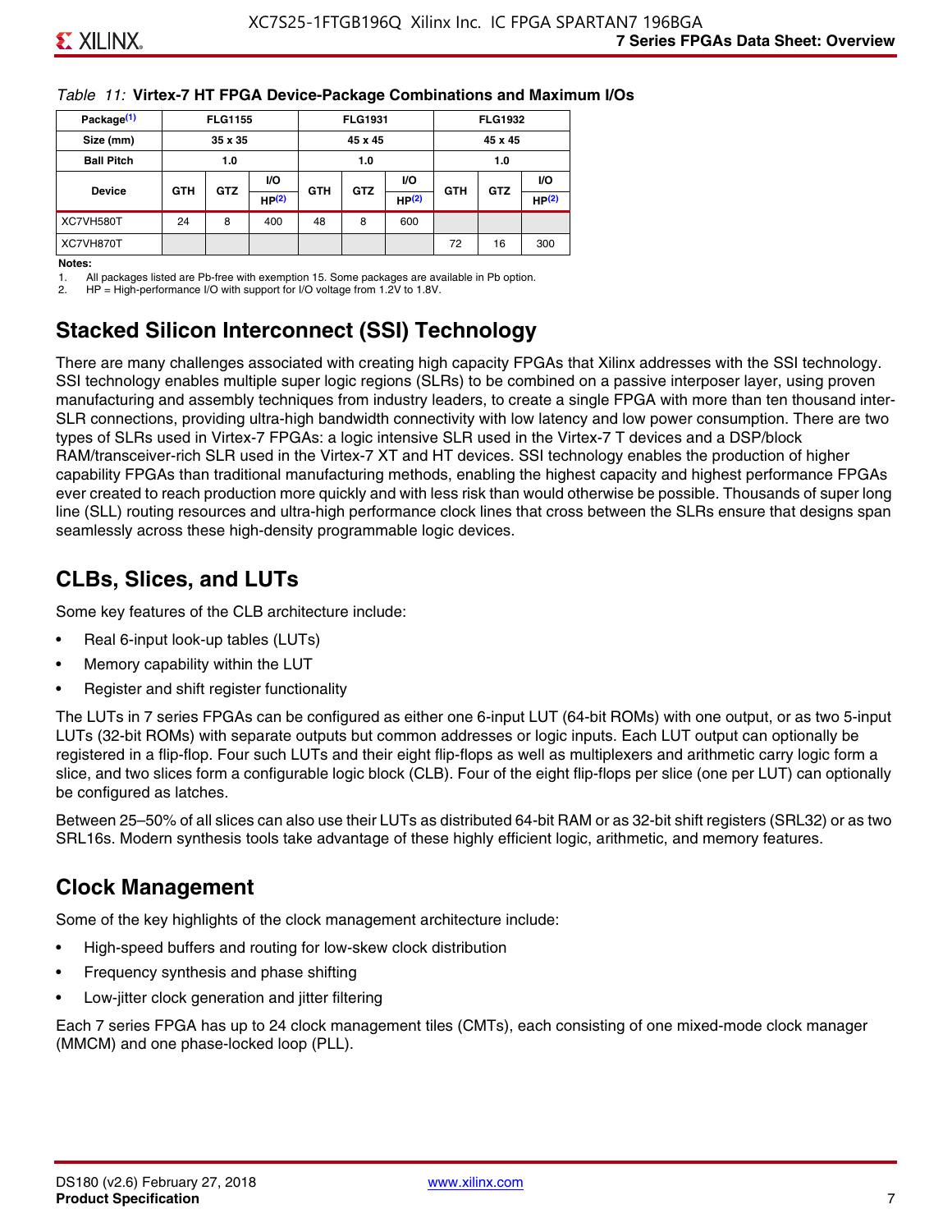*Table 11:* **Virtex-7 HT FPGA Device-Package Combinations and Maximum I/Os**

| Package[(1)] | FLG1155 | | | FLG1931 | | | FLG1932 | | |
|---|---|---|---|---|---|---|---|---|---|
| Size (mm) | 35 x 35 | | | 45 x 45 | | | 45 x 45 | | |
| Ball Pitch | 1.0 | | | 1.0 | | | 1.0 | | |
| Device | GTH | GTZ | I/O HP[(2)] | GTH | GTZ | I/O HP[(2)] | GTH | GTZ | I/O HP[(2)] |
| XC7VH580T | 24 | 8 | 400 | 48 | 8 | 600 | | | |
| XC7VH870T | | | | | | | 72 | 16 | 300 |

**Notes:**

1. All packages listed are Pb-free with exemption 15. Some packages are available in Pb option.
2. HP = High-performance I/O with support for I/O voltage from 1.2V to 1.8V.

## Stacked Silicon Interconnect (SSI) Technology

There are many challenges associated with creating high capacity FPGAs that Xilinx addresses with the SSI technology. SSI technology enables multiple super logic regions (SLRs) to be combined on a passive interposer layer, using proven manufacturing and assembly techniques from industry leaders, to create a single FPGA with more than ten thousand inter-SLR connections, providing ultra-high bandwidth connectivity with low latency and low power consumption. There are two types of SLRs used in Virtex-7 FPGAs: a logic intensive SLR used in the Virtex-7 T devices and a DSP/block RAM/transceiver-rich SLR used in the Virtex-7 XT and HT devices. SSI technology enables the production of higher capability FPGAs than traditional manufacturing methods, enabling the highest capacity and highest performance FPGAs ever created to reach production more quickly and with less risk than would otherwise be possible. Thousands of super long line (SLL) routing resources and ultra-high performance clock lines that cross between the SLRs ensure that designs span seamlessly across these high-density programmable logic devices.

## CLBs, Slices, and LUTs

Some key features of the CLB architecture include:

- Real 6-input look-up tables (LUTs)
- Memory capability within the LUT
- Register and shift register functionality

The LUTs in 7 series FPGAs can be configured as either one 6-input LUT (64-bit ROMs) with one output, or as two 5-input LUTs (32-bit ROMs) with separate outputs but common addresses or logic inputs. Each LUT output can optionally be registered in a flip-flop. Four such LUTs and their eight flip-flops as well as multiplexers and arithmetic carry logic form a slice, and two slices form a configurable logic block (CLB). Four of the eight flip-flops per slice (one per LUT) can optionally be configured as latches.

Between 25–50% of all slices can also use their LUTs as distributed 64-bit RAM or as 32-bit shift registers (SRL32) or as two SRL16s. Modern synthesis tools take advantage of these highly efficient logic, arithmetic, and memory features.

## Clock Management

Some of the key highlights of the clock management architecture include:

- High-speed buffers and routing for low-skew clock distribution
- Frequency synthesis and phase shifting
- Low-jitter clock generation and jitter filtering

Each 7 series FPGA has up to 24 clock management tiles (CMTs), each consisting of one mixed-mode clock manager (MMCM) and one phase-locked loop (PLL).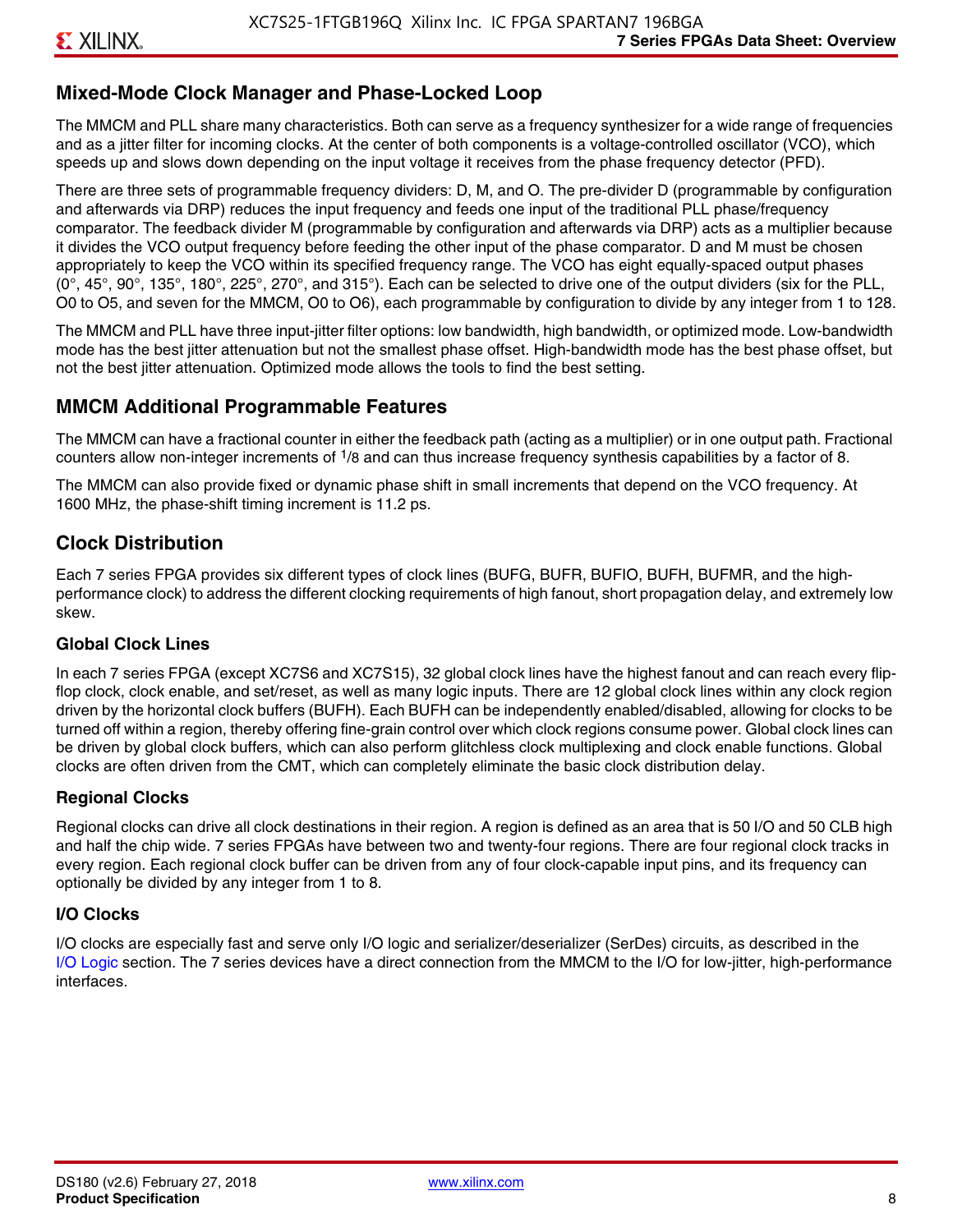## Mixed-Mode Clock Manager and Phase-Locked Loop

The MMCM and PLL share many characteristics. Both can serve as a frequency synthesizer for a wide range of frequencies and as a jitter filter for incoming clocks. At the center of both components is a voltage-controlled oscillator (VCO), which speeds up and slows down depending on the input voltage it receives from the phase frequency detector (PFD).

There are three sets of programmable frequency dividers: D, M, and O. The pre-divider D (programmable by configuration and afterwards via DRP) reduces the input frequency and feeds one input of the traditional PLL phase/frequency comparator. The feedback divider M (programmable by configuration and afterwards via DRP) acts as a multiplier because it divides the VCO output frequency before feeding the other input of the phase comparator. D and M must be chosen appropriately to keep the VCO within its specified frequency range. The VCO has eight equally-spaced output phases (0°, 45°, 90°, 135°, 180°, 225°, 270°, and 315°). Each can be selected to drive one of the output dividers (six for the PLL, O0 to O5, and seven for the MMCM, O0 to O6), each programmable by configuration to divide by any integer from 1 to 128.

The MMCM and PLL have three input-jitter filter options: low bandwidth, high bandwidth, or optimized mode. Low-bandwidth mode has the best jitter attenuation but not the smallest phase offset. High-bandwidth mode has the best phase offset, but not the best jitter attenuation. Optimized mode allows the tools to find the best setting.

## MMCM Additional Programmable Features

The MMCM can have a fractional counter in either the feedback path (acting as a multiplier) or in one output path. Fractional counters allow non-integer increments of $^1/_8$ and can thus increase frequency synthesis capabilities by a factor of 8.

The MMCM can also provide fixed or dynamic phase shift in small increments that depend on the VCO frequency. At 1600 MHz, the phase-shift timing increment is 11.2 ps.

## Clock Distribution

Each 7 series FPGA provides six different types of clock lines (BUFG, BUFR, BUFIO, BUFH, BUFMR, and the high-performance clock) to address the different clocking requirements of high fanout, short propagation delay, and extremely low skew.

### Global Clock Lines

In each 7 series FPGA (except XC7S6 and XC7S15), 32 global clock lines have the highest fanout and can reach every flip-flop clock, clock enable, and set/reset, as well as many logic inputs. There are 12 global clock lines within any clock region driven by the horizontal clock buffers (BUFH). Each BUFH can be independently enabled/disabled, allowing for clocks to be turned off within a region, thereby offering fine-grain control over which clock regions consume power. Global clock lines can be driven by global clock buffers, which can also perform glitchless clock multiplexing and clock enable functions. Global clocks are often driven from the CMT, which can completely eliminate the basic clock distribution delay.

### Regional Clocks

Regional clocks can drive all clock destinations in their region. A region is defined as an area that is 50 I/O and 50 CLB high and half the chip wide. 7 series FPGAs have between two and twenty-four regions. There are four regional clock tracks in every region. Each regional clock buffer can be driven from any of four clock-capable input pins, and its frequency can optionally be divided by any integer from 1 to 8.

### I/O Clocks

I/O clocks are especially fast and serve only I/O logic and serializer/deserializer (SerDes) circuits, as described in the I/O Logic section. The 7 series devices have a direct connection from the MMCM to the I/O for low-jitter, high-performance interfaces.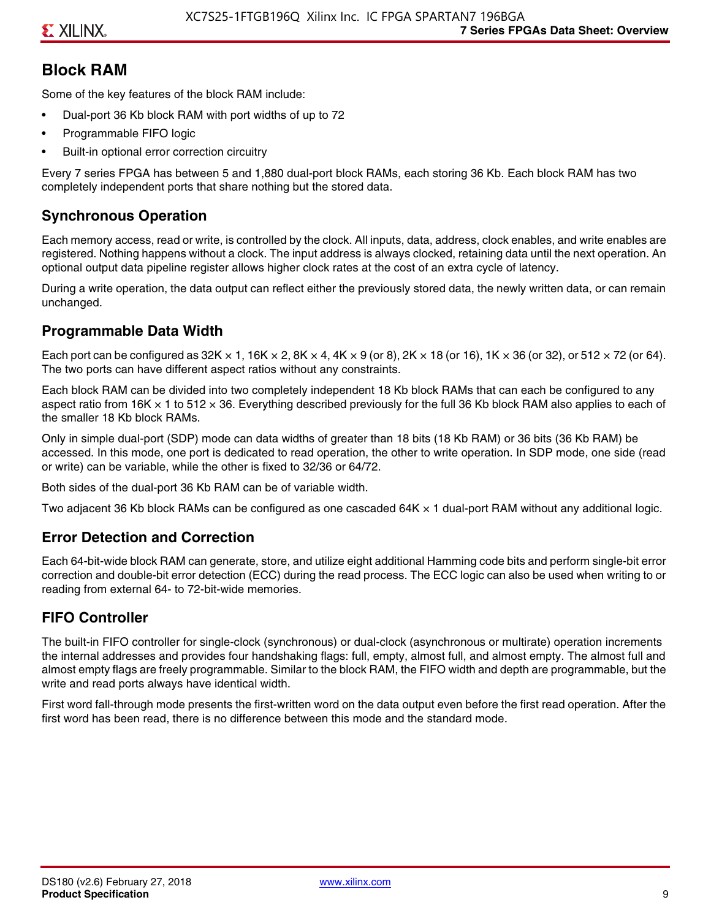## Block RAM

Some of the key features of the block RAM include:

- Dual-port 36 Kb block RAM with port widths of up to 72
- Programmable FIFO logic
- Built-in optional error correction circuitry

Every 7 series FPGA has between 5 and 1,880 dual-port block RAMs, each storing 36 Kb. Each block RAM has two completely independent ports that share nothing but the stored data.

### Synchronous Operation

Each memory access, read or write, is controlled by the clock. All inputs, data, address, clock enables, and write enables are registered. Nothing happens without a clock. The input address is always clocked, retaining data until the next operation. An optional output data pipeline register allows higher clock rates at the cost of an extra cycle of latency.

During a write operation, the data output can reflect either the previously stored data, the newly written data, or can remain unchanged.

### Programmable Data Width

Each port can be configured as 32K × 1, 16K × 2, 8K × 4, 4K × 9 (or 8), 2K × 18 (or 16), 1K × 36 (or 32), or 512 × 72 (or 64). The two ports can have different aspect ratios without any constraints.

Each block RAM can be divided into two completely independent 18 Kb block RAMs that can each be configured to any aspect ratio from 16K × 1 to 512 × 36. Everything described previously for the full 36 Kb block RAM also applies to each of the smaller 18 Kb block RAMs.

Only in simple dual-port (SDP) mode can data widths of greater than 18 bits (18 Kb RAM) or 36 bits (36 Kb RAM) be accessed. In this mode, one port is dedicated to read operation, the other to write operation. In SDP mode, one side (read or write) can be variable, while the other is fixed to 32/36 or 64/72.

Both sides of the dual-port 36 Kb RAM can be of variable width.

Two adjacent 36 Kb block RAMs can be configured as one cascaded 64K × 1 dual-port RAM without any additional logic.

### Error Detection and Correction

Each 64-bit-wide block RAM can generate, store, and utilize eight additional Hamming code bits and perform single-bit error correction and double-bit error detection (ECC) during the read process. The ECC logic can also be used when writing to or reading from external 64- to 72-bit-wide memories.

### FIFO Controller

The built-in FIFO controller for single-clock (synchronous) or dual-clock (asynchronous or multirate) operation increments the internal addresses and provides four handshaking flags: full, empty, almost full, and almost empty. The almost full and almost empty flags are freely programmable. Similar to the block RAM, the FIFO width and depth are programmable, but the write and read ports always have identical width.

First word fall-through mode presents the first-written word on the data output even before the first read operation. After the first word has been read, there is no difference between this mode and the standard mode.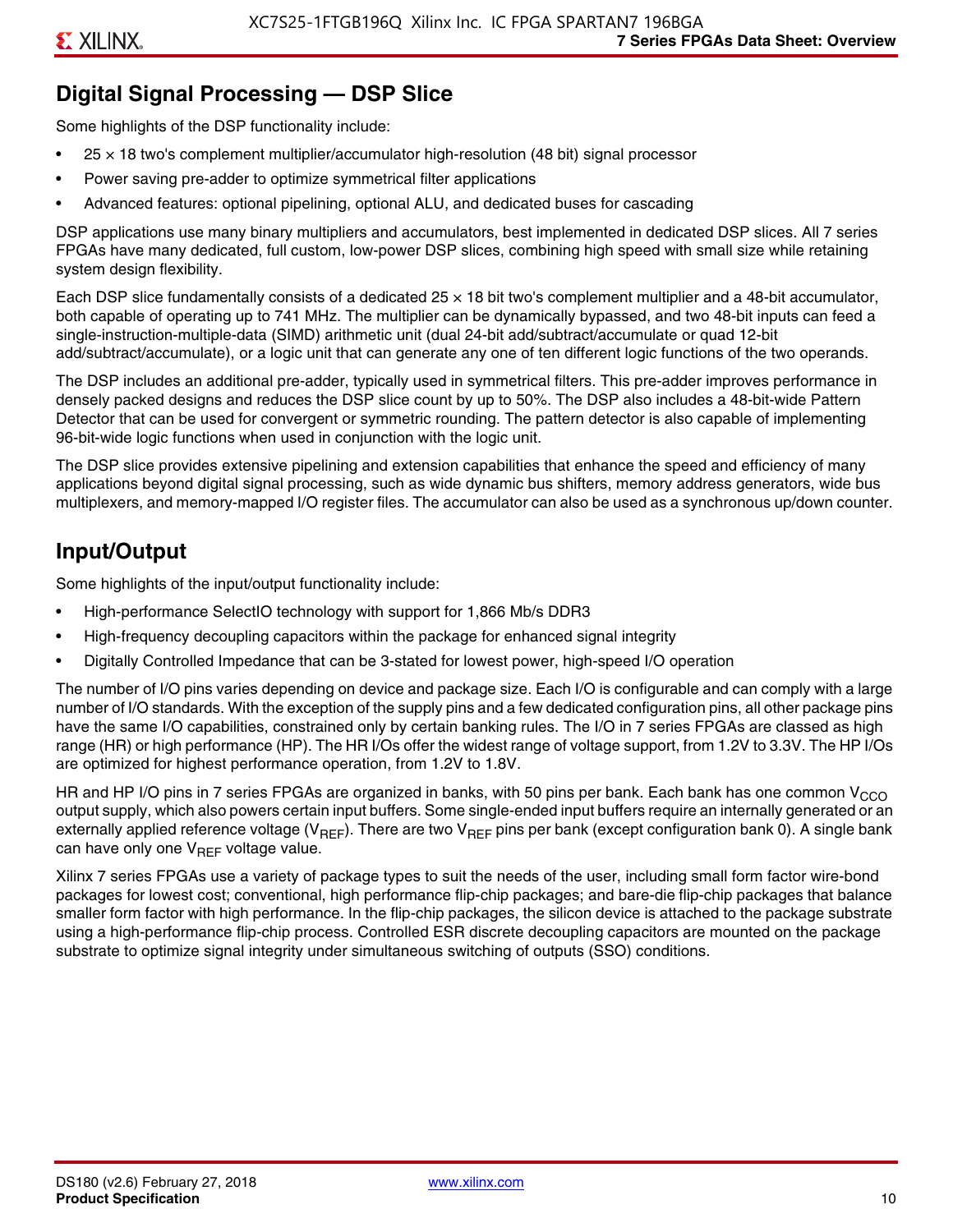## Digital Signal Processing — DSP Slice

Some highlights of the DSP functionality include:

- 25 × 18 two's complement multiplier/accumulator high-resolution (48 bit) signal processor
- Power saving pre-adder to optimize symmetrical filter applications
- Advanced features: optional pipelining, optional ALU, and dedicated buses for cascading

DSP applications use many binary multipliers and accumulators, best implemented in dedicated DSP slices. All 7 series FPGAs have many dedicated, full custom, low-power DSP slices, combining high speed with small size while retaining system design flexibility.

Each DSP slice fundamentally consists of a dedicated 25 × 18 bit two's complement multiplier and a 48-bit accumulator, both capable of operating up to 741 MHz. The multiplier can be dynamically bypassed, and two 48-bit inputs can feed a single-instruction-multiple-data (SIMD) arithmetic unit (dual 24-bit add/subtract/accumulate or quad 12-bit add/subtract/accumulate), or a logic unit that can generate any one of ten different logic functions of the two operands.

The DSP includes an additional pre-adder, typically used in symmetrical filters. This pre-adder improves performance in densely packed designs and reduces the DSP slice count by up to 50%. The DSP also includes a 48-bit-wide Pattern Detector that can be used for convergent or symmetric rounding. The pattern detector is also capable of implementing 96-bit-wide logic functions when used in conjunction with the logic unit.

The DSP slice provides extensive pipelining and extension capabilities that enhance the speed and efficiency of many applications beyond digital signal processing, such as wide dynamic bus shifters, memory address generators, wide bus multiplexers, and memory-mapped I/O register files. The accumulator can also be used as a synchronous up/down counter.

## Input/Output

Some highlights of the input/output functionality include:

- High-performance SelectIO technology with support for 1,866 Mb/s DDR3
- High-frequency decoupling capacitors within the package for enhanced signal integrity
- Digitally Controlled Impedance that can be 3-stated for lowest power, high-speed I/O operation

The number of I/O pins varies depending on device and package size. Each I/O is configurable and can comply with a large number of I/O standards. With the exception of the supply pins and a few dedicated configuration pins, all other package pins have the same I/O capabilities, constrained only by certain banking rules. The I/O in 7 series FPGAs are classed as high range (HR) or high performance (HP). The HR I/Os offer the widest range of voltage support, from 1.2V to 3.3V. The HP I/Os are optimized for highest performance operation, from 1.2V to 1.8V.

HR and HP I/O pins in 7 series FPGAs are organized in banks, with 50 pins per bank. Each bank has one common $V_{CCO}$ output supply, which also powers certain input buffers. Some single-ended input buffers require an internally generated or an externally applied reference voltage ($V_{REF}$). There are two $V_{REF}$ pins per bank (except configuration bank 0). A single bank can have only one $V_{REF}$ voltage value.

Xilinx 7 series FPGAs use a variety of package types to suit the needs of the user, including small form factor wire-bond packages for lowest cost; conventional, high performance flip-chip packages; and bare-die flip-chip packages that balance smaller form factor with high performance. In the flip-chip packages, the silicon device is attached to the package substrate using a high-performance flip-chip process. Controlled ESR discrete decoupling capacitors are mounted on the package substrate to optimize signal integrity under simultaneous switching of outputs (SSO) conditions.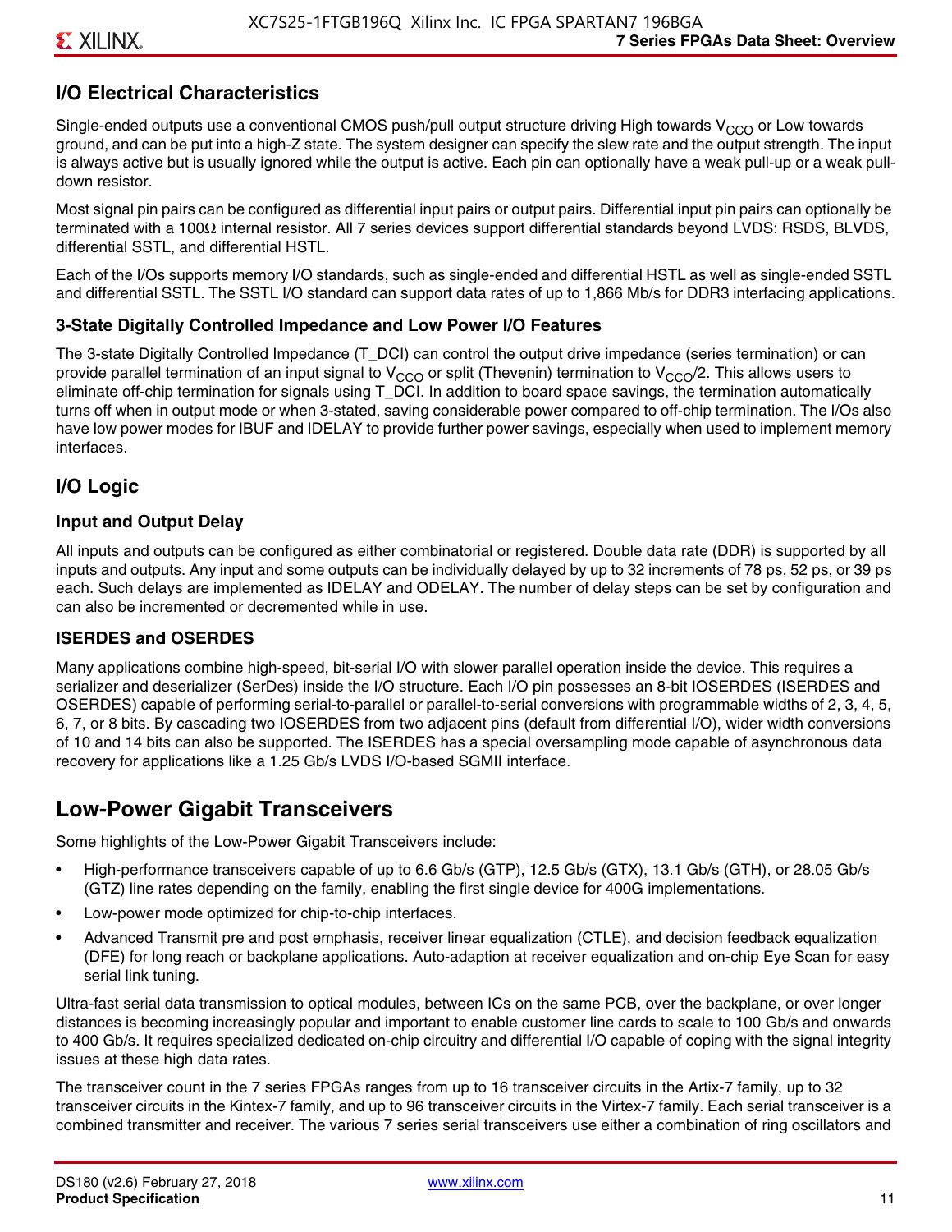## I/O Electrical Characteristics

Single-ended outputs use a conventional CMOS push/pull output structure driving High towards $V_{CCO}$ or Low towards ground, and can be put into a high-Z state. The system designer can specify the slew rate and the output strength. The input is always active but is usually ignored while the output is active. Each pin can optionally have a weak pull-up or a weak pull-down resistor.

Most signal pin pairs can be configured as differential input pairs or output pairs. Differential input pin pairs can optionally be terminated with a 100Ω internal resistor. All 7 series devices support differential standards beyond LVDS: RSDS, BLVDS, differential SSTL, and differential HSTL.

Each of the I/Os supports memory I/O standards, such as single-ended and differential HSTL as well as single-ended SSTL and differential SSTL. The SSTL I/O standard can support data rates of up to 1,866 Mb/s for DDR3 interfacing applications.

### 3-State Digitally Controlled Impedance and Low Power I/O Features

The 3-state Digitally Controlled Impedance (T_DCI) can control the output drive impedance (series termination) or can provide parallel termination of an input signal to $V_{CCO}$ or split (Thevenin) termination to $V_{CCO}/2$. This allows users to eliminate off-chip termination for signals using T_DCI. In addition to board space savings, the termination automatically turns off when in output mode or when 3-stated, saving considerable power compared to off-chip termination. The I/Os also have low power modes for IBUF and IDELAY to provide further power savings, especially when used to implement memory interfaces.

## I/O Logic

### Input and Output Delay

All inputs and outputs can be configured as either combinatorial or registered. Double data rate (DDR) is supported by all inputs and outputs. Any input and some outputs can be individually delayed by up to 32 increments of 78 ps, 52 ps, or 39 ps each. Such delays are implemented as IDELAY and ODELAY. The number of delay steps can be set by configuration and can also be incremented or decremented while in use.

### ISERDES and OSERDES

Many applications combine high-speed, bit-serial I/O with slower parallel operation inside the device. This requires a serializer and deserializer (SerDes) inside the I/O structure. Each I/O pin possesses an 8-bit IOSERDES (ISERDES and OSERDES) capable of performing serial-to-parallel or parallel-to-serial conversions with programmable widths of 2, 3, 4, 5, 6, 7, or 8 bits. By cascading two IOSERDES from two adjacent pins (default from differential I/O), wider width conversions of 10 and 14 bits can also be supported. The ISERDES has a special oversampling mode capable of asynchronous data recovery for applications like a 1.25 Gb/s LVDS I/O-based SGMII interface.

# Low-Power Gigabit Transceivers

Some highlights of the Low-Power Gigabit Transceivers include:

- High-performance transceivers capable of up to 6.6 Gb/s (GTP), 12.5 Gb/s (GTX), 13.1 Gb/s (GTH), or 28.05 Gb/s (GTZ) line rates depending on the family, enabling the first single device for 400G implementations.
- Low-power mode optimized for chip-to-chip interfaces.
- Advanced Transmit pre and post emphasis, receiver linear equalization (CTLE), and decision feedback equalization (DFE) for long reach or backplane applications. Auto-adaption at receiver equalization and on-chip Eye Scan for easy serial link tuning.

Ultra-fast serial data transmission to optical modules, between ICs on the same PCB, over the backplane, or over longer distances is becoming increasingly popular and important to enable customer line cards to scale to 100 Gb/s and onwards to 400 Gb/s. It requires specialized dedicated on-chip circuitry and differential I/O capable of coping with the signal integrity issues at these high data rates.

The transceiver count in the 7 series FPGAs ranges from up to 16 transceiver circuits in the Artix-7 family, up to 32 transceiver circuits in the Kintex-7 family, and up to 96 transceiver circuits in the Virtex-7 family. Each serial transceiver is a combined transmitter and receiver. The various 7 series serial transceivers use either a combination of ring oscillators and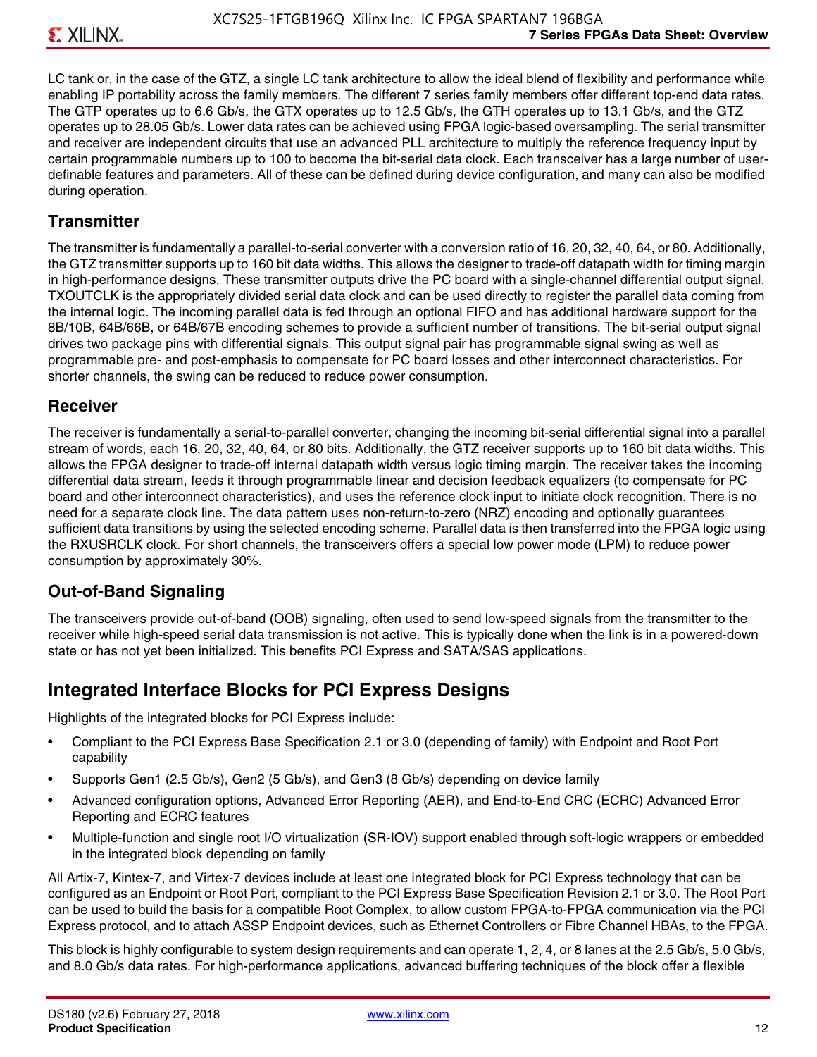LC tank or, in the case of the GTZ, a single LC tank architecture to allow the ideal blend of flexibility and performance while enabling IP portability across the family members. The different 7 series family members offer different top-end data rates. The GTP operates up to 6.6 Gb/s, the GTX operates up to 12.5 Gb/s, the GTH operates up to 13.1 Gb/s, and the GTZ operates up to 28.05 Gb/s. Lower data rates can be achieved using FPGA logic-based oversampling. The serial transmitter and receiver are independent circuits that use an advanced PLL architecture to multiply the reference frequency input by certain programmable numbers up to 100 to become the bit-serial data clock. Each transceiver has a large number of user-definable features and parameters. All of these can be defined during device configuration, and many can also be modified during operation.

### Transmitter

The transmitter is fundamentally a parallel-to-serial converter with a conversion ratio of 16, 20, 32, 40, 64, or 80. Additionally, the GTZ transmitter supports up to 160 bit data widths. This allows the designer to trade-off datapath width for timing margin in high-performance designs. These transmitter outputs drive the PC board with a single-channel differential output signal. TXOUTCLK is the appropriately divided serial data clock and can be used directly to register the parallel data coming from the internal logic. The incoming parallel data is fed through an optional FIFO and has additional hardware support for the 8B/10B, 64B/66B, or 64B/67B encoding schemes to provide a sufficient number of transitions. The bit-serial output signal drives two package pins with differential signals. This output signal pair has programmable signal swing as well as programmable pre- and post-emphasis to compensate for PC board losses and other interconnect characteristics. For shorter channels, the swing can be reduced to reduce power consumption.

### Receiver

The receiver is fundamentally a serial-to-parallel converter, changing the incoming bit-serial differential signal into a parallel stream of words, each 16, 20, 32, 40, 64, or 80 bits. Additionally, the GTZ receiver supports up to 160 bit data widths. This allows the FPGA designer to trade-off internal datapath width versus logic timing margin. The receiver takes the incoming differential data stream, feeds it through programmable linear and decision feedback equalizers (to compensate for PC board and other interconnect characteristics), and uses the reference clock input to initiate clock recognition. There is no need for a separate clock line. The data pattern uses non-return-to-zero (NRZ) encoding and optionally guarantees sufficient data transitions by using the selected encoding scheme. Parallel data is then transferred into the FPGA logic using the RXUSRCLK clock. For short channels, the transceivers offers a special low power mode (LPM) to reduce power consumption by approximately 30%.

### Out-of-Band Signaling

The transceivers provide out-of-band (OOB) signaling, often used to send low-speed signals from the transmitter to the receiver while high-speed serial data transmission is not active. This is typically done when the link is in a powered-down state or has not yet been initialized. This benefits PCI Express and SATA/SAS applications.

## Integrated Interface Blocks for PCI Express Designs

Highlights of the integrated blocks for PCI Express include:

- Compliant to the PCI Express Base Specification 2.1 or 3.0 (depending of family) with Endpoint and Root Port capability
- Supports Gen1 (2.5 Gb/s), Gen2 (5 Gb/s), and Gen3 (8 Gb/s) depending on device family
- Advanced configuration options, Advanced Error Reporting (AER), and End-to-End CRC (ECRC) Advanced Error Reporting and ECRC features
- Multiple-function and single root I/O virtualization (SR-IOV) support enabled through soft-logic wrappers or embedded in the integrated block depending on family

All Artix-7, Kintex-7, and Virtex-7 devices include at least one integrated block for PCI Express technology that can be configured as an Endpoint or Root Port, compliant to the PCI Express Base Specification Revision 2.1 or 3.0. The Root Port can be used to build the basis for a compatible Root Complex, to allow custom FPGA-to-FPGA communication via the PCI Express protocol, and to attach ASSP Endpoint devices, such as Ethernet Controllers or Fibre Channel HBAs, to the FPGA.

This block is highly configurable to system design requirements and can operate 1, 2, 4, or 8 lanes at the 2.5 Gb/s, 5.0 Gb/s, and 8.0 Gb/s data rates. For high-performance applications, advanced buffering techniques of the block offer a flexible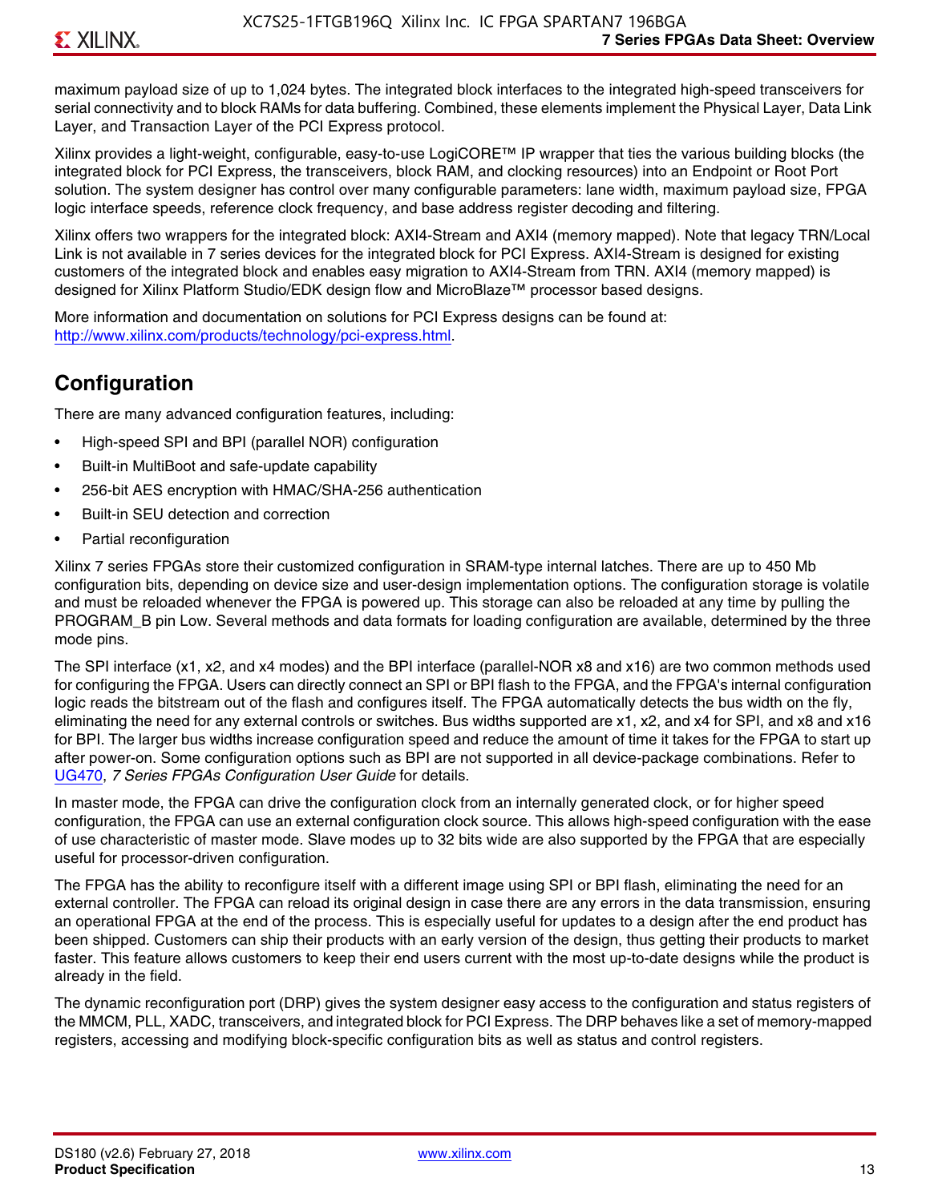maximum payload size of up to 1,024 bytes. The integrated block interfaces to the integrated high-speed transceivers for serial connectivity and to block RAMs for data buffering. Combined, these elements implement the Physical Layer, Data Link Layer, and Transaction Layer of the PCI Express protocol.

Xilinx provides a light-weight, configurable, easy-to-use LogiCORE™ IP wrapper that ties the various building blocks (the integrated block for PCI Express, the transceivers, block RAM, and clocking resources) into an Endpoint or Root Port solution. The system designer has control over many configurable parameters: lane width, maximum payload size, FPGA logic interface speeds, reference clock frequency, and base address register decoding and filtering.

Xilinx offers two wrappers for the integrated block: AXI4-Stream and AXI4 (memory mapped). Note that legacy TRN/Local Link is not available in 7 series devices for the integrated block for PCI Express. AXI4-Stream is designed for existing customers of the integrated block and enables easy migration to AXI4-Stream from TRN. AXI4 (memory mapped) is designed for Xilinx Platform Studio/EDK design flow and MicroBlaze™ processor based designs.

More information and documentation on solutions for PCI Express designs can be found at: http://www.xilinx.com/products/technology/pci-express.html.

## Configuration

There are many advanced configuration features, including:

- High-speed SPI and BPI (parallel NOR) configuration
- Built-in MultiBoot and safe-update capability
- 256-bit AES encryption with HMAC/SHA-256 authentication
- Built-in SEU detection and correction
- Partial reconfiguration

Xilinx 7 series FPGAs store their customized configuration in SRAM-type internal latches. There are up to 450 Mb configuration bits, depending on device size and user-design implementation options. The configuration storage is volatile and must be reloaded whenever the FPGA is powered up. This storage can also be reloaded at any time by pulling the PROGRAM_B pin Low. Several methods and data formats for loading configuration are available, determined by the three mode pins.

The SPI interface (x1, x2, and x4 modes) and the BPI interface (parallel-NOR x8 and x16) are two common methods used for configuring the FPGA. Users can directly connect an SPI or BPI flash to the FPGA, and the FPGA's internal configuration logic reads the bitstream out of the flash and configures itself. The FPGA automatically detects the bus width on the fly, eliminating the need for any external controls or switches. Bus widths supported are x1, x2, and x4 for SPI, and x8 and x16 for BPI. The larger bus widths increase configuration speed and reduce the amount of time it takes for the FPGA to start up after power-on. Some configuration options such as BPI are not supported in all device-package combinations. Refer to UG470, *7 Series FPGAs Configuration User Guide* for details.

In master mode, the FPGA can drive the configuration clock from an internally generated clock, or for higher speed configuration, the FPGA can use an external configuration clock source. This allows high-speed configuration with the ease of use characteristic of master mode. Slave modes up to 32 bits wide are also supported by the FPGA that are especially useful for processor-driven configuration.

The FPGA has the ability to reconfigure itself with a different image using SPI or BPI flash, eliminating the need for an external controller. The FPGA can reload its original design in case there are any errors in the data transmission, ensuring an operational FPGA at the end of the process. This is especially useful for updates to a design after the end product has been shipped. Customers can ship their products with an early version of the design, thus getting their products to market faster. This feature allows customers to keep their end users current with the most up-to-date designs while the product is already in the field.

The dynamic reconfiguration port (DRP) gives the system designer easy access to the configuration and status registers of the MMCM, PLL, XADC, transceivers, and integrated block for PCI Express. The DRP behaves like a set of memory-mapped registers, accessing and modifying block-specific configuration bits as well as status and control registers.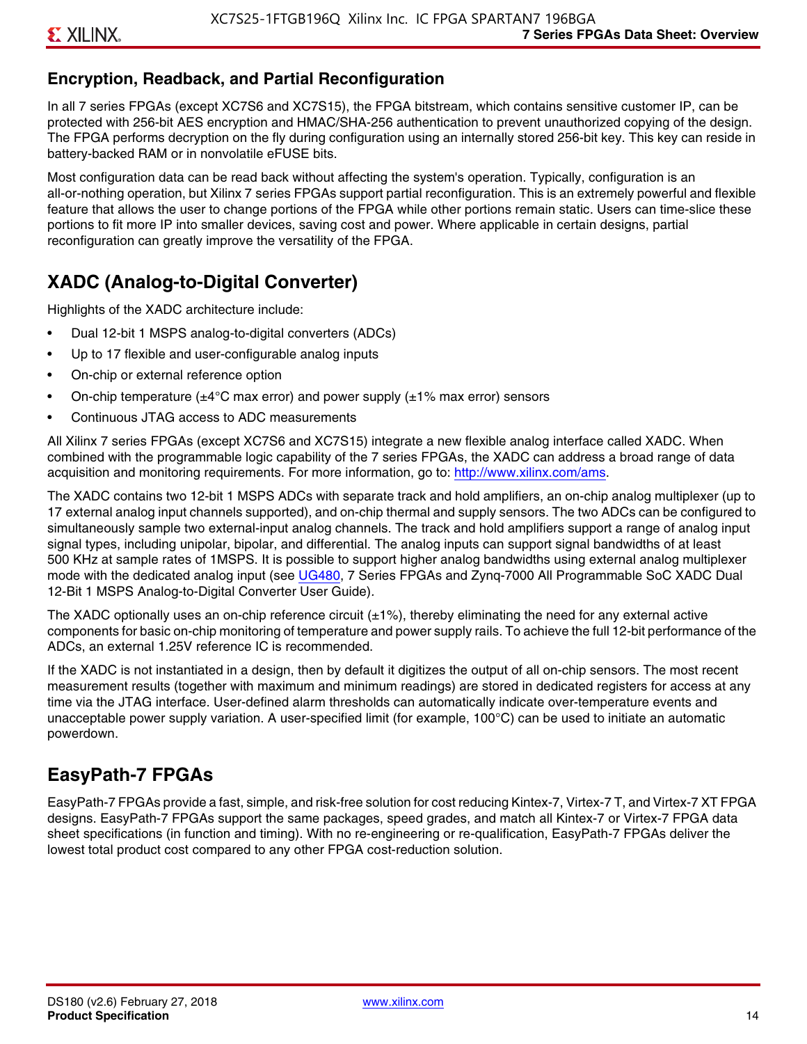## Encryption, Readback, and Partial Reconfiguration

In all 7 series FPGAs (except XC7S6 and XC7S15), the FPGA bitstream, which contains sensitive customer IP, can be protected with 256-bit AES encryption and HMAC/SHA-256 authentication to prevent unauthorized copying of the design. The FPGA performs decryption on the fly during configuration using an internally stored 256-bit key. This key can reside in battery-backed RAM or in nonvolatile eFUSE bits.

Most configuration data can be read back without affecting the system's operation. Typically, configuration is an all-or-nothing operation, but Xilinx 7 series FPGAs support partial reconfiguration. This is an extremely powerful and flexible feature that allows the user to change portions of the FPGA while other portions remain static. Users can time-slice these portions to fit more IP into smaller devices, saving cost and power. Where applicable in certain designs, partial reconfiguration can greatly improve the versatility of the FPGA.

# XADC (Analog-to-Digital Converter)

Highlights of the XADC architecture include:

- Dual 12-bit 1 MSPS analog-to-digital converters (ADCs)
- Up to 17 flexible and user-configurable analog inputs
- On-chip or external reference option
- On-chip temperature (±4°C max error) and power supply (±1% max error) sensors
- Continuous JTAG access to ADC measurements

All Xilinx 7 series FPGAs (except XC7S6 and XC7S15) integrate a new flexible analog interface called XADC. When combined with the programmable logic capability of the 7 series FPGAs, the XADC can address a broad range of data acquisition and monitoring requirements. For more information, go to: http://www.xilinx.com/ams.

The XADC contains two 12-bit 1 MSPS ADCs with separate track and hold amplifiers, an on-chip analog multiplexer (up to 17 external analog input channels supported), and on-chip thermal and supply sensors. The two ADCs can be configured to simultaneously sample two external-input analog channels. The track and hold amplifiers support a range of analog input signal types, including unipolar, bipolar, and differential. The analog inputs can support signal bandwidths of at least 500 KHz at sample rates of 1MSPS. It is possible to support higher analog bandwidths using external analog multiplexer mode with the dedicated analog input (see UG480, 7 Series FPGAs and Zynq-7000 All Programmable SoC XADC Dual 12-Bit 1 MSPS Analog-to-Digital Converter User Guide).

The XADC optionally uses an on-chip reference circuit (±1%), thereby eliminating the need for any external active components for basic on-chip monitoring of temperature and power supply rails. To achieve the full 12-bit performance of the ADCs, an external 1.25V reference IC is recommended.

If the XADC is not instantiated in a design, then by default it digitizes the output of all on-chip sensors. The most recent measurement results (together with maximum and minimum readings) are stored in dedicated registers for access at any time via the JTAG interface. User-defined alarm thresholds can automatically indicate over-temperature events and unacceptable power supply variation. A user-specified limit (for example, 100°C) can be used to initiate an automatic powerdown.

# EasyPath-7 FPGAs

EasyPath-7 FPGAs provide a fast, simple, and risk-free solution for cost reducing Kintex-7, Virtex-7 T, and Virtex-7 XT FPGA designs. EasyPath-7 FPGAs support the same packages, speed grades, and match all Kintex-7 or Virtex-7 FPGA data sheet specifications (in function and timing). With no re-engineering or re-qualification, EasyPath-7 FPGAs deliver the lowest total product cost compared to any other FPGA cost-reduction solution.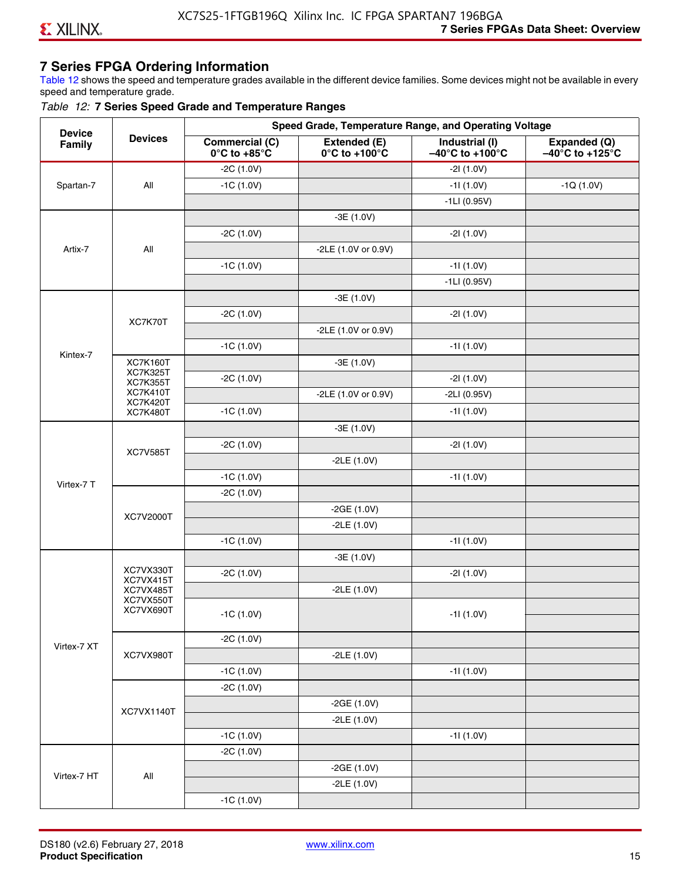## 7 Series FPGA Ordering Information

Table 12 shows the speed and temperature grades available in the different device families. Some devices might not be available in every speed and temperature grade.

*Table 12:* **7 Series Speed Grade and Temperature Ranges**

| Device Family | Devices | Speed Grade, Temperature Range, and Operating Voltage | | | |
|---|---|---|---|---|---|
| | | **Commercial (C) 0°C to +85°C** | **Extended (E) 0°C to +100°C** | **Industrial (I) –40°C to +100°C** | **Expanded (Q) –40°C to +125°C** |
| Spartan-7 | All | -2C (1.0V) | | -2I (1.0V) | |
| | | -1C (1.0V) | | -1I (1.0V) | -1Q (1.0V) |
| | | | | -1LI (0.95V) | |
| Artix-7 | All | | -3E (1.0V) | | |
| | | -2C (1.0V) | | -2I (1.0V) | |
| | | | -2LE (1.0V or 0.9V) | | |
| | | -1C (1.0V) | | -1I (1.0V) | |
| | | | | -1LI (0.95V) | |
| Kintex-7 | XC7K70T | | -3E (1.0V) | | |
| | | -2C (1.0V) | | -2I (1.0V) | |
| | | | -2LE (1.0V or 0.9V) | | |
| | | -1C (1.0V) | | -1I (1.0V) | |
| | XC7K160T XC7K325T XC7K355T XC7K410T XC7K420T XC7K480T | | -3E (1.0V) | | |
| | | -2C (1.0V) | | -2I (1.0V) | |
| | | | -2LE (1.0V or 0.9V) | -2LI (0.95V) | |
| | | -1C (1.0V) | | -1I (1.0V) | |
| Virtex-7 T | XC7V585T | | -3E (1.0V) | | |
| | | -2C (1.0V) | | -2I (1.0V) | |
| | | | -2LE (1.0V) | | |
| | | -1C (1.0V) | | -1I (1.0V) | |
| | XC7V2000T | -2C (1.0V) | | | |
| | | | -2GE (1.0V) | | |
| | | | -2LE (1.0V) | | |
| | | -1C (1.0V) | | -1I (1.0V) | |
| Virtex-7 XT | XC7VX330T XC7VX415T XC7VX485T XC7VX550T XC7VX690T | | -3E (1.0V) | | |
| | | -2C (1.0V) | | -2I (1.0V) | |
| | | | -2LE (1.0V) | | |
| | | -1C (1.0V) | | -1I (1.0V) | |
| | XC7VX980T | -2C (1.0V) | | | |
| | | | -2LE (1.0V) | | |
| | | -1C (1.0V) | | -1I (1.0V) | |
| | XC7VX1140T | -2C (1.0V) | | | |
| | | | -2GE (1.0V) | | |
| | | | -2LE (1.0V) | | |
| | | -1C (1.0V) | | -1I (1.0V) | |
| Virtex-7 HT | All | -2C (1.0V) | | | |
| | | | -2GE (1.0V) | | |
| | | | -2LE (1.0V) | | |
| | | -1C (1.0V) | | | |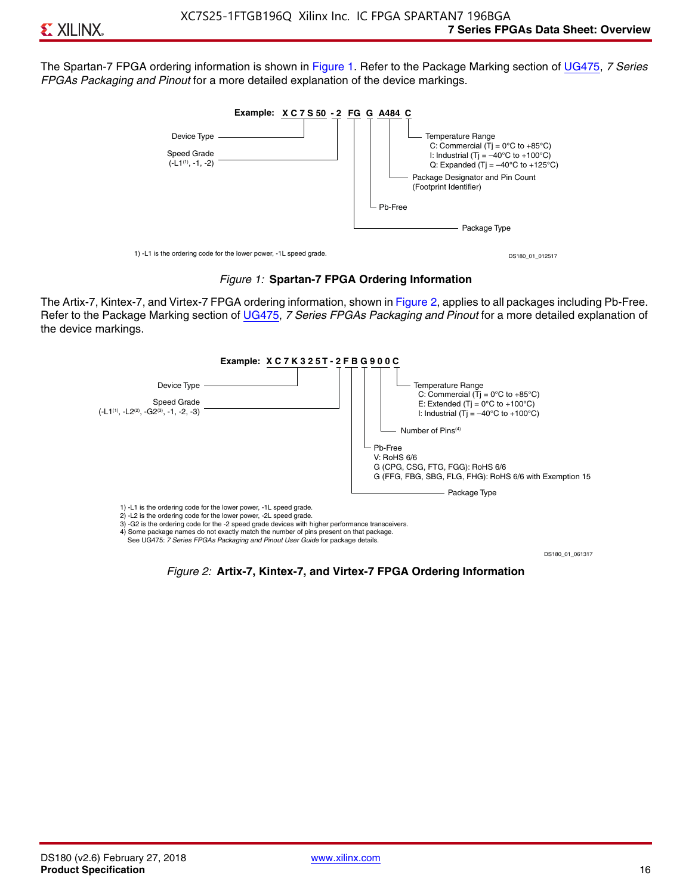The Spartan-7 FPGA ordering information is shown in Figure 1. Refer to the Package Marking section of UG475, *7 Series FPGAs Packaging and Pinout* for a more detailed explanation of the device markings.

**Example: XC7S50 -2 FG G A484 C**

- Device Type
- Speed Grade (-L1(1), -1, -2)
- Package Type
- Pb-Free
- Package Designator and Pin Count (Footprint Identifier)
- Temperature Range
  - C: Commercial (Tj = 0°C to +85°C)
  - I: Industrial (Tj = –40°C to +100°C)
  - Q: Expanded (Tj = –40°C to +125°C)

1) -L1 is the ordering code for the lower power, -1L speed grade.

DS180_01_012517

*Figure 1:* **Spartan-7 FPGA Ordering Information**

The Artix-7, Kintex-7, and Virtex-7 FPGA ordering information, shown in Figure 2, applies to all packages including Pb-Free. Refer to the Package Marking section of UG475, *7 Series FPGAs Packaging and Pinout* for a more detailed explanation of the device markings.

**Example: XC7K325T-2FBG900C**

- Device Type
- Speed Grade (-L1(1), -L2(2), -G2(3), -1, -2, -3)
- Package Type
- Pb-Free
  - V: RoHS 6/6
  - G (CPG, CSG, FTG, FGG): RoHS 6/6
  - G (FFG, FBG, SBG, FLG, FHG): RoHS 6/6 with Exemption 15
- Number of Pins(4)
- Temperature Range
  - C: Commercial (Tj = 0°C to +85°C)
  - E: Extended (Tj = 0°C to +100°C)
  - I: Industrial (Tj = –40°C to +100°C)

1) -L1 is the ordering code for the lower power, -1L speed grade.
2) -L2 is the ordering code for the lower power, -2L speed grade.
3) -G2 is the ordering code for the -2 speed grade devices with higher performance transceivers.
4) Some package names do not exactly match the number of pins present on that package. See UG475: *7 Series FPGAs Packaging and Pinout User Guide* for package details.

DS180_01_061317

*Figure 2:* **Artix-7, Kintex-7, and Virtex-7 FPGA Ordering Information**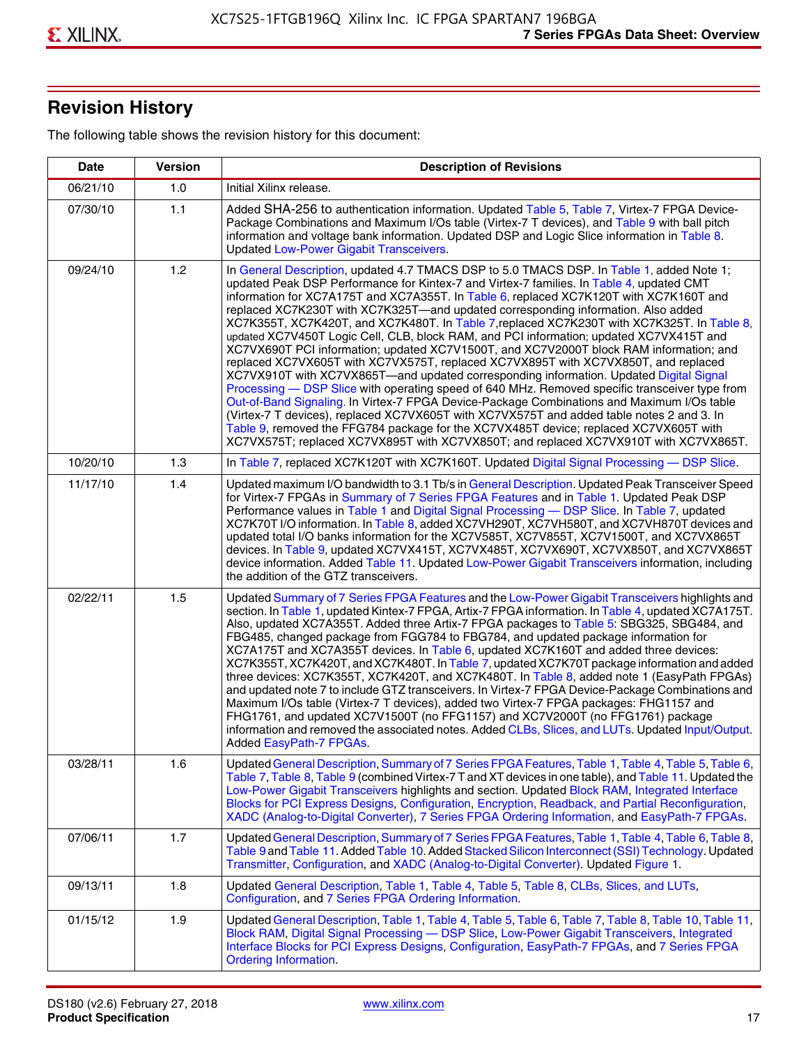## Revision History

The following table shows the revision history for this document:

| Date | Version | Description of Revisions |
|---|---|---|
| 06/21/10 | 1.0 | Initial Xilinx release. |
| 07/30/10 | 1.1 | Added SHA-256 to authentication information. Updated Table 5, Table 7, Virtex-7 FPGA Device-Package Combinations and Maximum I/Os table (Virtex-7 T devices), and Table 9 with ball pitch information and voltage bank information. Updated DSP and Logic Slice information in Table 8. Updated Low-Power Gigabit Transceivers. |
| 09/24/10 | 1.2 | In General Description, updated 4.7 TMACS DSP to 5.0 TMACS DSP. In Table 1, added Note 1; updated Peak DSP Performance for Kintex-7 and Virtex-7 families. In Table 4, updated CMT information for XC7A175T and XC7A355T. In Table 6, replaced XC7K120T with XC7K160T and replaced XC7K230T with XC7K325T—and updated corresponding information. Also added XC7K355T, XC7K420T, and XC7K480T. In Table 7,replaced XC7K230T with XC7K325T. In Table 8, updated XC7V450T Logic Cell, CLB, block RAM, and PCI information; updated XC7VX415T and XC7VX690T PCI information; updated XC7V1500T, and XC7V2000T block RAM information; and replaced XC7VX605T with XC7VX575T, replaced XC7VX895T with XC7VX850T, and replaced XC7VX910T with XC7VX865T—and updated corresponding information. Updated Digital Signal Processing — DSP Slice with operating speed of 640 MHz. Removed specific transceiver type from Out-of-Band Signaling. In Virtex-7 FPGA Device-Package Combinations and Maximum I/Os table (Virtex-7 T devices), replaced XC7VX605T with XC7VX575T and added table notes 2 and 3. In Table 9, removed the FFG784 package for the XC7VX485T device; replaced XC7VX605T with XC7VX575T; replaced XC7VX895T with XC7VX850T; and replaced XC7VX910T with XC7VX865T. |
| 10/20/10 | 1.3 | In Table 7, replaced XC7K120T with XC7K160T. Updated Digital Signal Processing — DSP Slice. |
| 11/17/10 | 1.4 | Updated maximum I/O bandwidth to 3.1 Tb/s in General Description. Updated Peak Transceiver Speed for Virtex-7 FPGAs in Summary of 7 Series FPGA Features and in Table 1. Updated Peak DSP Performance values in Table 1 and Digital Signal Processing — DSP Slice. In Table 7, updated XC7K70T I/O information. In Table 8, added XC7VH290T, XC7VH580T, and XC7VH870T devices and updated total I/O banks information for the XC7V585T, XC7V855T, XC7V1500T, and XC7VX865T devices. In Table 9, updated XC7VX415T, XC7VX485T, XC7VX690T, XC7VX850T, and XC7VX865T device information. Added Table 11. Updated Low-Power Gigabit Transceivers information, including the addition of the GTZ transceivers. |
| 02/22/11 | 1.5 | Updated Summary of 7 Series FPGA Features and the Low-Power Gigabit Transceivers highlights and section. In Table 1, updated Kintex-7 FPGA, Artix-7 FPGA information. In Table 4, updated XC7A175T. Also, updated XC7A355T. Added three Artix-7 FPGA packages to Table 5: SBG325, SBG484, and FBG485, changed package from FGG784 to FBG784, and updated package information for XC7A175T and XC7A355T devices. In Table 6, updated XC7K160T and added three devices: XC7K355T, XC7K420T, and XC7K480T. In Table 7, updated XC7K70T package information and added three devices: XC7K355T, XC7K420T, and XC7K480T. In Table 8, added note 1 (EasyPath FPGAs) and updated note 7 to include GTZ transceivers. In Virtex-7 FPGA Device-Package Combinations and Maximum I/Os table (Virtex-7 T devices), added two Virtex-7 FPGA packages: FHG1157 and FHG1761, and updated XC7V1500T (no FFG1157) and XC7V2000T (no FFG1761) package information and removed the associated notes. Added CLBs, Slices, and LUTs. Updated Input/Output. Added EasyPath-7 FPGAs. |
| 03/28/11 | 1.6 | Updated General Description, Summary of 7 Series FPGA Features, Table 1, Table 4, Table 5, Table 6, Table 7, Table 8, Table 9 (combined Virtex-7 T and XT devices in one table), and Table 11. Updated the Low-Power Gigabit Transceivers highlights and section. Updated Block RAM, Integrated Interface Blocks for PCI Express Designs, Configuration, Encryption, Readback, and Partial Reconfiguration, XADC (Analog-to-Digital Converter), 7 Series FPGA Ordering Information, and EasyPath-7 FPGAs. |
| 07/06/11 | 1.7 | Updated General Description, Summary of 7 Series FPGA Features, Table 1, Table 4, Table 6, Table 8, Table 9 and Table 11. Added Table 10. Added Stacked Silicon Interconnect (SSI) Technology. Updated Transmitter, Configuration, and XADC (Analog-to-Digital Converter). Updated Figure 1. |
| 09/13/11 | 1.8 | Updated General Description, Table 1, Table 4, Table 5, Table 8, CLBs, Slices, and LUTs, Configuration, and 7 Series FPGA Ordering Information. |
| 01/15/12 | 1.9 | Updated General Description, Table 1, Table 4, Table 5, Table 6, Table 7, Table 8, Table 10, Table 11, Block RAM, Digital Signal Processing — DSP Slice, Low-Power Gigabit Transceivers, Integrated Interface Blocks for PCI Express Designs, Configuration, EasyPath-7 FPGAs, and 7 Series FPGA Ordering Information. |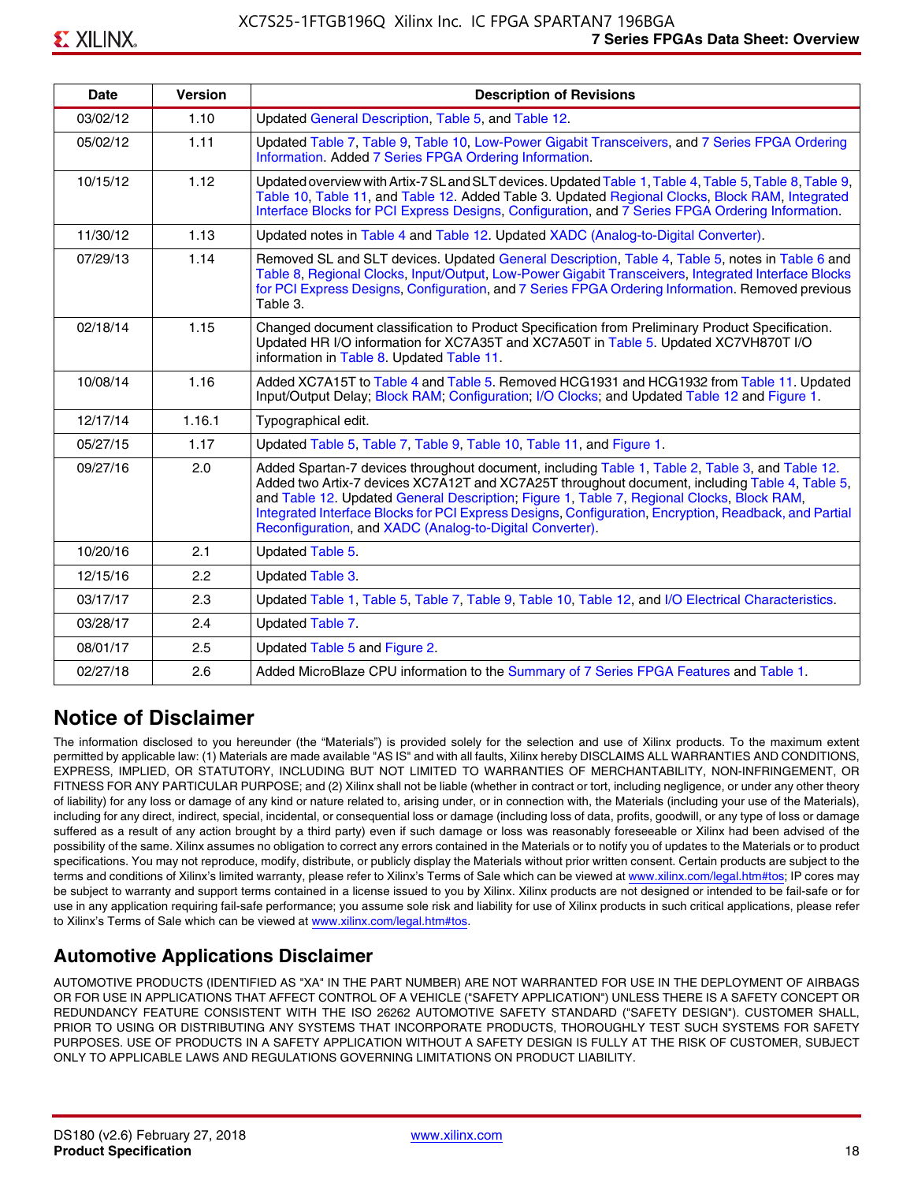| Date | Version | Description of Revisions |
|---|---|---|
| 03/02/12 | 1.10 | Updated General Description, Table 5, and Table 12. |
| 05/02/12 | 1.11 | Updated Table 7, Table 9, Table 10, Low-Power Gigabit Transceivers, and 7 Series FPGA Ordering Information. Added 7 Series FPGA Ordering Information. |
| 10/15/12 | 1.12 | Updated overview with Artix-7 SL and SLT devices. Updated Table 1, Table 4, Table 5, Table 8, Table 9, Table 10, Table 11, and Table 12. Added Table 3. Updated Regional Clocks, Block RAM, Integrated Interface Blocks for PCI Express Designs, Configuration, and 7 Series FPGA Ordering Information. |
| 11/30/12 | 1.13 | Updated notes in Table 4 and Table 12. Updated XADC (Analog-to-Digital Converter). |
| 07/29/13 | 1.14 | Removed SL and SLT devices. Updated General Description, Table 4, Table 5, notes in Table 6 and Table 8, Regional Clocks, Input/Output, Low-Power Gigabit Transceivers, Integrated Interface Blocks for PCI Express Designs, Configuration, and 7 Series FPGA Ordering Information. Removed previous Table 3. |
| 02/18/14 | 1.15 | Changed document classification to Product Specification from Preliminary Product Specification. Updated HR I/O information for XC7A35T and XC7A50T in Table 5. Updated XC7VH870T I/O information in Table 8. Updated Table 11. |
| 10/08/14 | 1.16 | Added XC7A15T to Table 4 and Table 5. Removed HCG1931 and HCG1932 from Table 11. Updated Input/Output Delay; Block RAM; Configuration; I/O Clocks; and Updated Table 12 and Figure 1. |
| 12/17/14 | 1.16.1 | Typographical edit. |
| 05/27/15 | 1.17 | Updated Table 5, Table 7, Table 9, Table 10, Table 11, and Figure 1. |
| 09/27/16 | 2.0 | Added Spartan-7 devices throughout document, including Table 1, Table 2, Table 3, and Table 12. Added two Artix-7 devices XC7A12T and XC7A25T throughout document, including Table 4, Table 5, and Table 12. Updated General Description; Figure 1, Table 7, Regional Clocks, Block RAM, Integrated Interface Blocks for PCI Express Designs, Configuration, Encryption, Readback, and Partial Reconfiguration, and XADC (Analog-to-Digital Converter). |
| 10/20/16 | 2.1 | Updated Table 5. |
| 12/15/16 | 2.2 | Updated Table 3. |
| 03/17/17 | 2.3 | Updated Table 1, Table 5, Table 7, Table 9, Table 10, Table 12, and I/O Electrical Characteristics. |
| 03/28/17 | 2.4 | Updated Table 7. |
| 08/01/17 | 2.5 | Updated Table 5 and Figure 2. |
| 02/27/18 | 2.6 | Added MicroBlaze CPU information to the Summary of 7 Series FPGA Features and Table 1. |

## Notice of Disclaimer

The information disclosed to you hereunder (the "Materials") is provided solely for the selection and use of Xilinx products. To the maximum extent permitted by applicable law: (1) Materials are made available "AS IS" and with all faults, Xilinx hereby DISCLAIMS ALL WARRANTIES AND CONDITIONS, EXPRESS, IMPLIED, OR STATUTORY, INCLUDING BUT NOT LIMITED TO WARRANTIES OF MERCHANTABILITY, NON-INFRINGEMENT, OR FITNESS FOR ANY PARTICULAR PURPOSE; and (2) Xilinx shall not be liable (whether in contract or tort, including negligence, or under any other theory of liability) for any loss or damage of any kind or nature related to, arising under, or in connection with, the Materials (including your use of the Materials), including for any direct, indirect, special, incidental, or consequential loss or damage (including loss of data, profits, goodwill, or any type of loss or damage suffered as a result of any action brought by a third party) even if such damage or loss was reasonably foreseeable or Xilinx had been advised of the possibility of the same. Xilinx assumes no obligation to correct any errors contained in the Materials or to notify you of updates to the Materials or to product specifications. You may not reproduce, modify, distribute, or publicly display the Materials without prior written consent. Certain products are subject to the terms and conditions of Xilinx's limited warranty, please refer to Xilinx's Terms of Sale which can be viewed at www.xilinx.com/legal.htm#tos; IP cores may be subject to warranty and support terms contained in a license issued to you by Xilinx. Xilinx products are not designed or intended to be fail-safe or for use in any application requiring fail-safe performance; you assume sole risk and liability for use of Xilinx products in such critical applications, please refer to Xilinx's Terms of Sale which can be viewed at www.xilinx.com/legal.htm#tos.

## Automotive Applications Disclaimer

AUTOMOTIVE PRODUCTS (IDENTIFIED AS "XA" IN THE PART NUMBER) ARE NOT WARRANTED FOR USE IN THE DEPLOYMENT OF AIRBAGS OR FOR USE IN APPLICATIONS THAT AFFECT CONTROL OF A VEHICLE ("SAFETY APPLICATION") UNLESS THERE IS A SAFETY CONCEPT OR REDUNDANCY FEATURE CONSISTENT WITH THE ISO 26262 AUTOMOTIVE SAFETY STANDARD ("SAFETY DESIGN"). CUSTOMER SHALL, PRIOR TO USING OR DISTRIBUTING ANY SYSTEMS THAT INCORPORATE PRODUCTS, THOROUGHLY TEST SUCH SYSTEMS FOR SAFETY PURPOSES. USE OF PRODUCTS IN A SAFETY APPLICATION WITHOUT A SAFETY DESIGN IS FULLY AT THE RISK OF CUSTOMER, SUBJECT ONLY TO APPLICABLE LAWS AND REGULATIONS GOVERNING LIMITATIONS ON PRODUCT LIABILITY.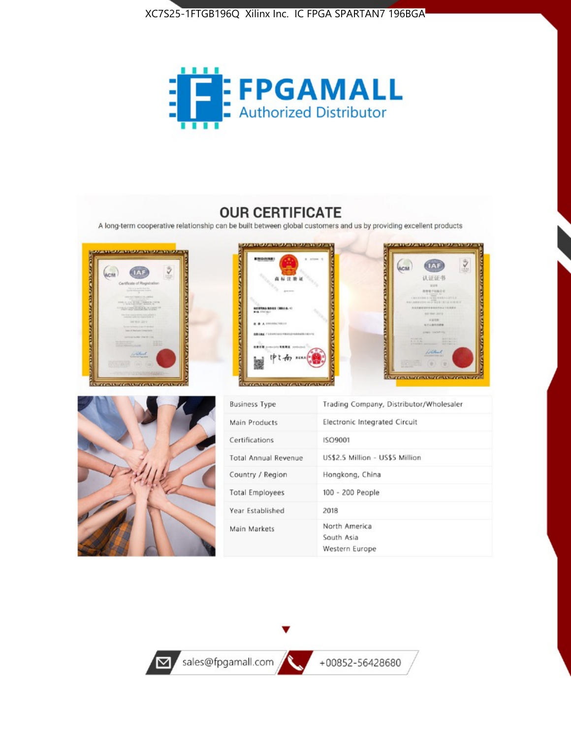FPGAMALL

Authorized Distributor

## OUR CERTIFICATE

A long-term cooperative relationship can be built between global customers and us by providing excellent products

| | |
|---|---|
| Business Type | Trading Company, Distributor/Wholesaler |
| Main Products | Electronic Integrated Circuit |
| Certifications | ISO9001 |
| Total Annual Revenue | US$2.5 Million - US$5 Million |
| Country / Region | Hongkong, China |
| Total Employees | 100 - 200 People |
| Year Established | 2018 |
| Main Markets | North America<br>South Asia<br>Western Europe |

sales@fpgamall.com

+00852-56428680